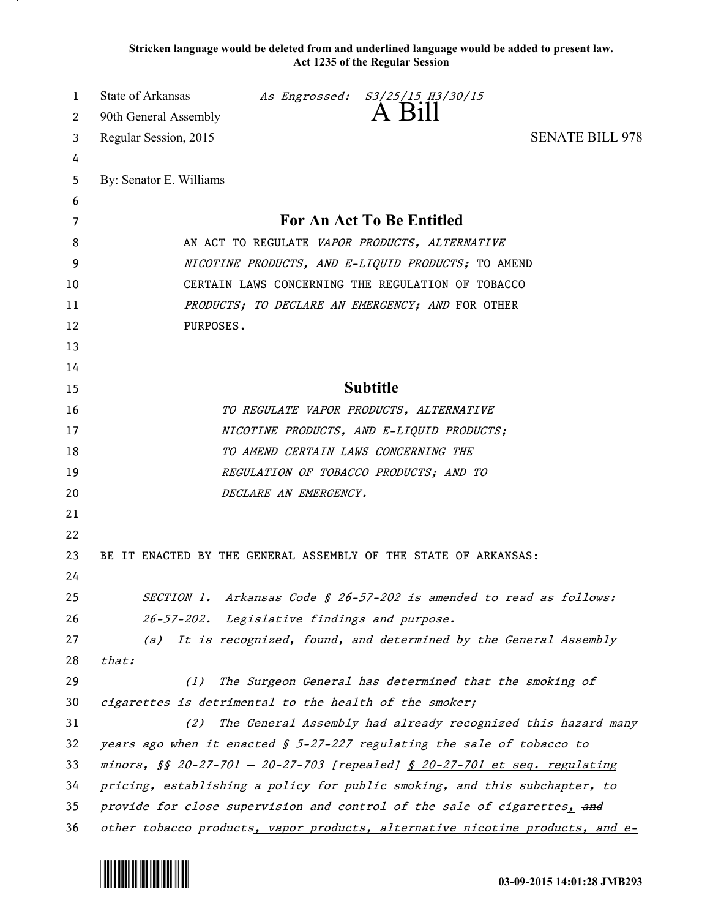**Stricken language would be deleted from and underlined language would be added to present law.**
**Act 1235 of the Regular Session**

State of Arkansas *As Engrossed: S3/25/15 H3/30/15*
90th General Assembly
# A Bill
Regular Session, 2015 SENATE BILL 978

By: Senator E. Williams

## For An Act To Be Entitled

AN ACT TO REGULATE *VAPOR PRODUCTS, ALTERNATIVE NICOTINE PRODUCTS, AND E-LIQUID PRODUCTS;* TO AMEND CERTAIN LAWS CONCERNING THE REGULATION OF TOBACCO *PRODUCTS; TO DECLARE AN EMERGENCY; AND* FOR OTHER PURPOSES.

## Subtitle

*TO REGULATE VAPOR PRODUCTS, ALTERNATIVE NICOTINE PRODUCTS, AND E-LIQUID PRODUCTS; TO AMEND CERTAIN LAWS CONCERNING THE REGULATION OF TOBACCO PRODUCTS; AND TO DECLARE AN EMERGENCY.*

BE IT ENACTED BY THE GENERAL ASSEMBLY OF THE STATE OF ARKANSAS:

*SECTION 1. Arkansas Code § 26-57-202 is amended to read as follows:*

*26-57-202. Legislative findings and purpose.*

*(a) It is recognized, found, and determined by the General Assembly that:*

*(1) The Surgeon General has determined that the smoking of cigarettes is detrimental to the health of the smoker;*

*(2) The General Assembly had already recognized this hazard many years ago when it enacted § 5-27-227 regulating the sale of tobacco to minors, ~~§§ 20-27-701 — 20-27-703 [repealed]~~ <u>§ 20-27-701 et seq. regulating pricing,</u> establishing a policy for public smoking, and this subchapter, to provide for close supervision and control of the sale of cigarettes<u>,</u> ~~and~~ other tobacco products<u>, vapor products, alternative nicotine products, and e-</u>*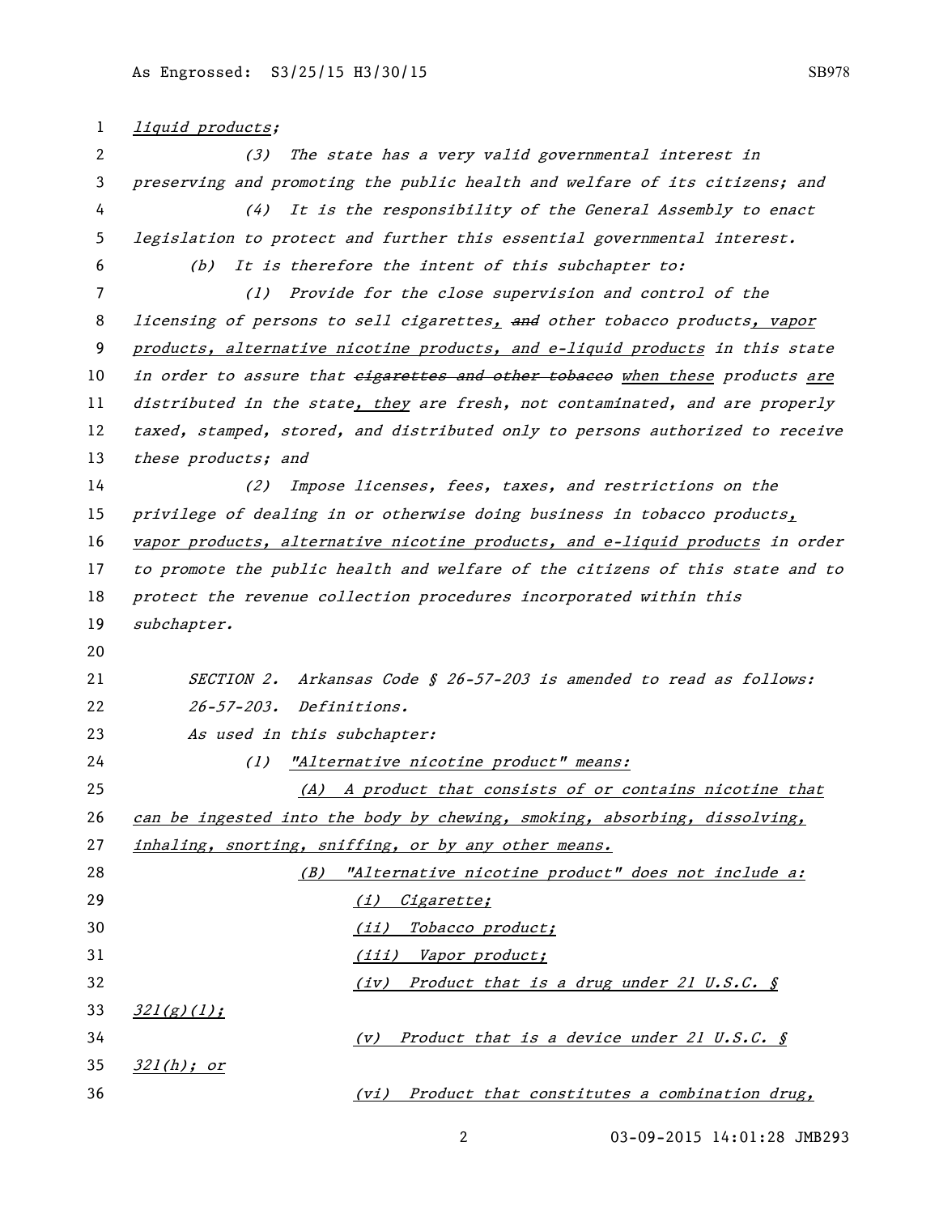*liquid products;*

*(3) The state has a very valid governmental interest in preserving and promoting the public health and welfare of its citizens; and*

*(4) It is the responsibility of the General Assembly to enact legislation to protect and further this essential governmental interest.*

*(b) It is therefore the intent of this subchapter to:*

*(1) Provide for the close supervision and control of the licensing of persons to sell cigarettes, ~~and~~ other tobacco products, vapor products, alternative nicotine products, and e-liquid products in this state in order to assure that ~~cigarettes and other tobacco~~ when these products are distributed in the state, they are fresh, not contaminated, and are properly taxed, stamped, stored, and distributed only to persons authorized to receive these products; and*

*(2) Impose licenses, fees, taxes, and restrictions on the privilege of dealing in or otherwise doing business in tobacco products, vapor products, alternative nicotine products, and e-liquid products in order to promote the public health and welfare of the citizens of this state and to protect the revenue collection procedures incorporated within this subchapter.*

*SECTION 2. Arkansas Code § 26-57-203 is amended to read as follows:*

*26-57-203. Definitions.*

*As used in this subchapter:*

*(1) "Alternative nicotine product" means:*

*(A) A product that consists of or contains nicotine that can be ingested into the body by chewing, smoking, absorbing, dissolving, inhaling, snorting, sniffing, or by any other means.*

*(B) "Alternative nicotine product" does not include a:*

*(i) Cigarette;*

*(ii) Tobacco product;*

*(iii) Vapor product;*

*(iv) Product that is a drug under 21 U.S.C. § 321(g)(1);*

*(v) Product that is a device under 21 U.S.C. § 321(h); or*

*(vi) Product that constitutes a combination drug,*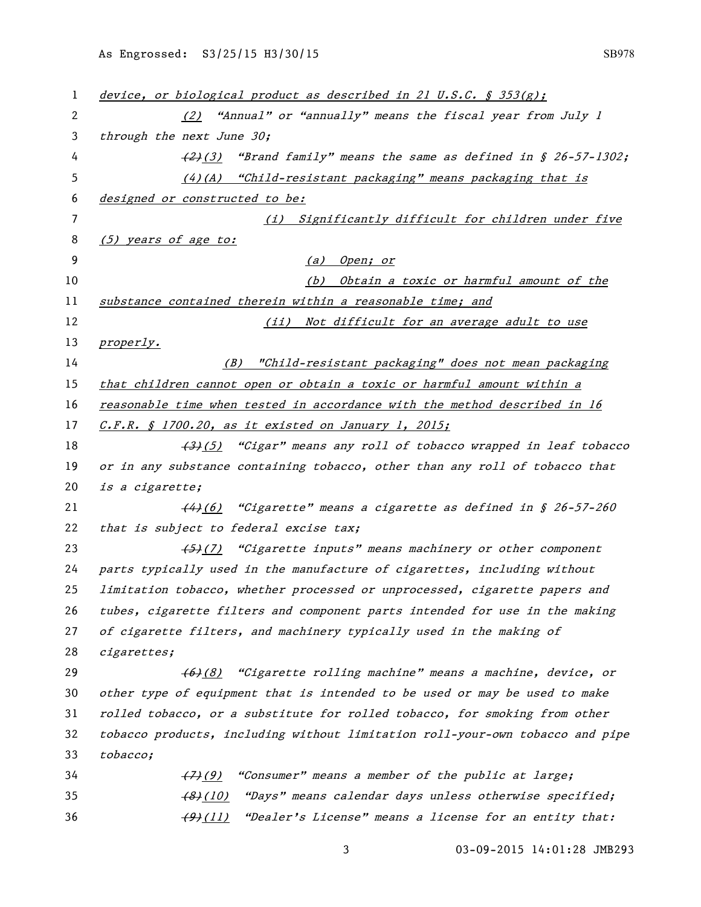*device, or biological product as described in 21 U.S.C. § 353(g);*

*(2) "Annual" or "annually" means the fiscal year from July 1 through the next June 30;*

*~~(2)~~(3) "Brand family" means the same as defined in § 26-57-1302;*

*(4)(A) "Child-resistant packaging" means packaging that is designed or constructed to be:*

*(i) Significantly difficult for children under five (5) years of age to:*

*(a) Open; or*

*(b) Obtain a toxic or harmful amount of the substance contained therein within a reasonable time; and*

*(ii) Not difficult for an average adult to use properly.*

*(B) "Child-resistant packaging" does not mean packaging that children cannot open or obtain a toxic or harmful amount within a reasonable time when tested in accordance with the method described in 16 C.F.R. § 1700.20, as it existed on January 1, 2015;*

*~~(3)~~(5) "Cigar" means any roll of tobacco wrapped in leaf tobacco or in any substance containing tobacco, other than any roll of tobacco that is a cigarette;*

*~~(4)~~(6) "Cigarette" means a cigarette as defined in § 26-57-260 that is subject to federal excise tax;*

*~~(5)~~(7) "Cigarette inputs" means machinery or other component parts typically used in the manufacture of cigarettes, including without limitation tobacco, whether processed or unprocessed, cigarette papers and tubes, cigarette filters and component parts intended for use in the making of cigarette filters, and machinery typically used in the making of cigarettes;*

*~~(6)~~(8) "Cigarette rolling machine" means a machine, device, or other type of equipment that is intended to be used or may be used to make rolled tobacco, or a substitute for rolled tobacco, for smoking from other tobacco products, including without limitation roll-your-own tobacco and pipe tobacco;*

*~~(7)~~(9) "Consumer" means a member of the public at large;*

*~~(8)~~(10) "Days" means calendar days unless otherwise specified;*

*~~(9)~~(11) "Dealer's License" means a license for an entity that:*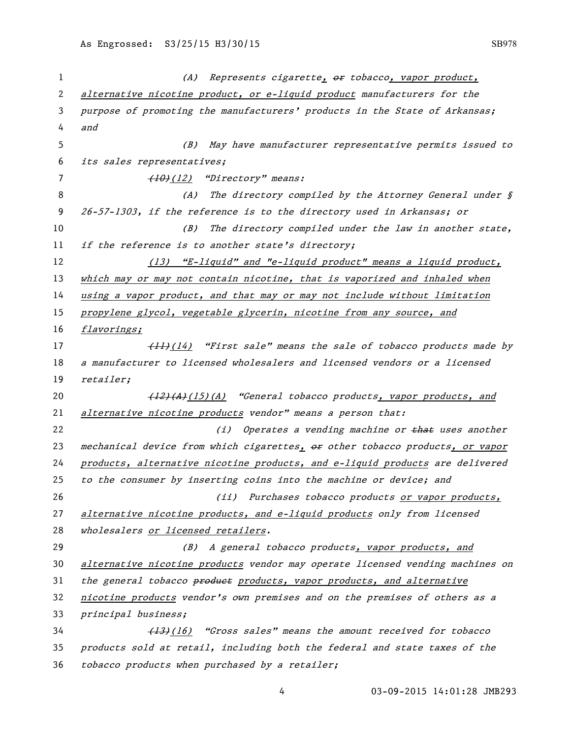(A) Represents cigarette, ~~or~~ tobacco, vapor product, alternative nicotine product, or e-liquid product manufacturers for the purpose of promoting the manufacturers' products in the State of Arkansas; and

(B) May have manufacturer representative permits issued to its sales representatives;

~~(10)~~(12) "Directory" means:

(A) The directory compiled by the Attorney General under § 26-57-1303, if the reference is to the directory used in Arkansas; or

(B) The directory compiled under the law in another state, if the reference is to another state's directory;

(13) "E-liquid" and "e-liquid product" means a liquid product, which may or may not contain nicotine, that is vaporized and inhaled when using a vapor product, and that may or may not include without limitation propylene glycol, vegetable glycerin, nicotine from any source, and flavorings;

~~(11)~~(14) "First sale" means the sale of tobacco products made by a manufacturer to licensed wholesalers and licensed vendors or a licensed retailer;

~~(12)(A)~~(15)(A) "General tobacco products, vapor products, and alternative nicotine products vendor" means a person that:

(i) Operates a vending machine or ~~that~~ uses another mechanical device from which cigarettes, ~~or~~ other tobacco products, or vapor products, alternative nicotine products, and e-liquid products are delivered to the consumer by inserting coins into the machine or device; and

(ii) Purchases tobacco products or vapor products, alternative nicotine products, and e-liquid products only from licensed wholesalers or licensed retailers.

(B) A general tobacco products, vapor products, and alternative nicotine products vendor may operate licensed vending machines on the general tobacco ~~product~~ products, vapor products, and alternative nicotine products vendor's own premises and on the premises of others as a principal business;

~~(13)~~(16) "Gross sales" means the amount received for tobacco products sold at retail, including both the federal and state taxes of the tobacco products when purchased by a retailer;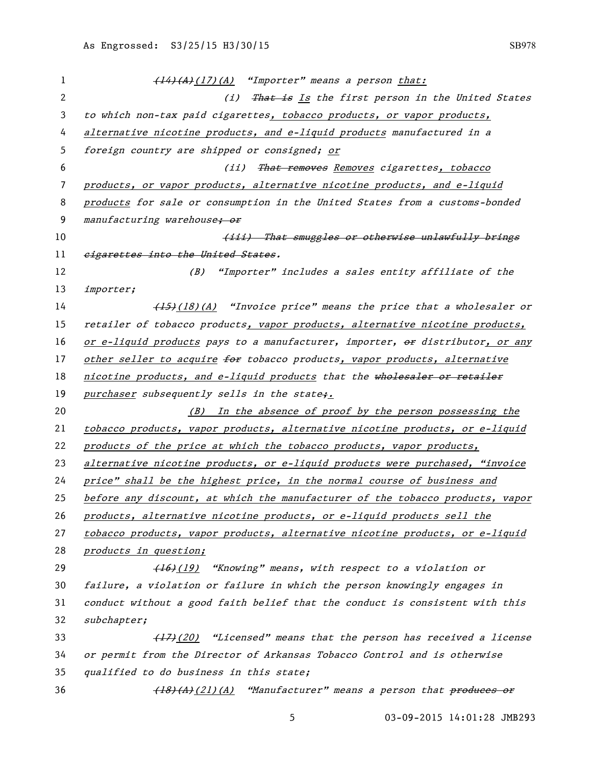(14)(A)(17)(A) "Importer" means a person that:

(i) ~~That is~~ Is the first person in the United States to which non-tax paid cigarettes, tobacco products, or vapor products, alternative nicotine products, and e-liquid products manufactured in a foreign country are shipped or consigned; or

(ii) ~~That removes~~ Removes cigarettes, tobacco products, or vapor products, alternative nicotine products, and e-liquid products for sale or consumption in the United States from a customs-bonded manufacturing warehouse~~; or~~

~~(iii) That smuggles or otherwise unlawfully brings cigarettes into the United States.~~

(B) "Importer" includes a sales entity affiliate of the importer;

~~(15)~~(18)(A) "Invoice price" means the price that a wholesaler or retailer of tobacco products, vapor products, alternative nicotine products, or e-liquid products pays to a manufacturer, importer, ~~or~~ distributor, or any other seller to acquire ~~for~~ tobacco products, vapor products, alternative nicotine products, and e-liquid products that the ~~wholesaler or retailer~~ purchaser subsequently sells in the state~~;~~.

(B) In the absence of proof by the person possessing the tobacco products, vapor products, alternative nicotine products, or e-liquid products of the price at which the tobacco products, vapor products, alternative nicotine products, or e-liquid products were purchased, "invoice price" shall be the highest price, in the normal course of business and before any discount, at which the manufacturer of the tobacco products, vapor products, alternative nicotine products, or e-liquid products sell the tobacco products, vapor products, alternative nicotine products, or e-liquid products in question;

~~(16)~~(19) "Knowing" means, with respect to a violation or failure, a violation or failure in which the person knowingly engages in conduct without a good faith belief that the conduct is consistent with this subchapter;

~~(17)~~(20) "Licensed" means that the person has received a license or permit from the Director of Arkansas Tobacco Control and is otherwise qualified to do business in this state;

~~(18)(A)~~(21)(A) "Manufacturer" means a person that ~~produces or~~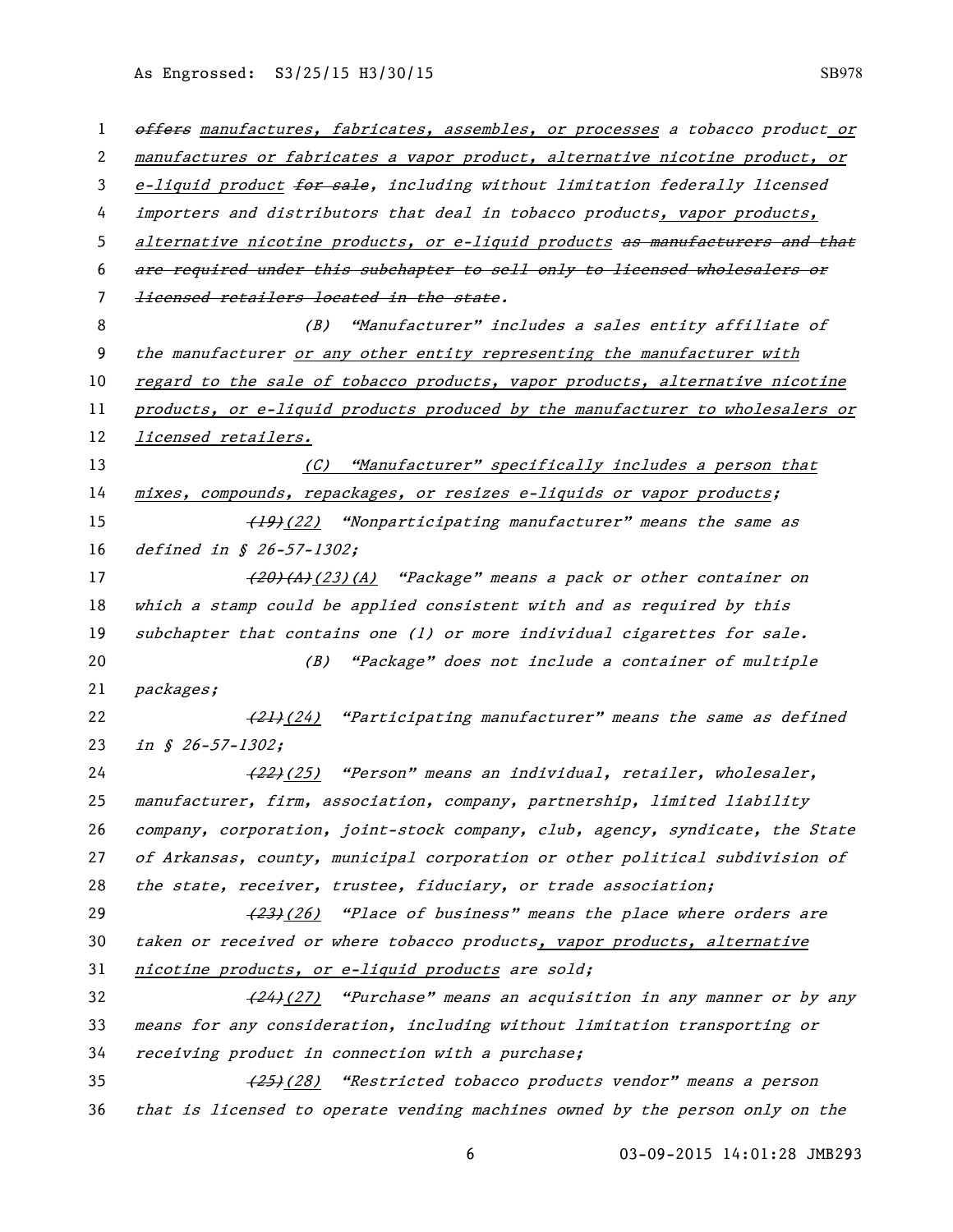~~offers~~ manufactures, fabricates, assembles, or processes a tobacco product or manufactures or fabricates a vapor product, alternative nicotine product, or e-liquid product ~~for sale~~, including without limitation federally licensed importers and distributors that deal in tobacco products, vapor products, alternative nicotine products, or e-liquid products ~~as manufacturers and that are required under this subchapter to sell only to licensed wholesalers or licensed retailers located in the state.~~

(B) "Manufacturer" includes a sales entity affiliate of the manufacturer or any other entity representing the manufacturer with regard to the sale of tobacco products, vapor products, alternative nicotine products, or e-liquid products produced by the manufacturer to wholesalers or licensed retailers.

(C) "Manufacturer" specifically includes a person that mixes, compounds, repackages, or resizes e-liquids or vapor products;

~~(19)~~(22) "Nonparticipating manufacturer" means the same as defined in § 26-57-1302;

~~(20)(A)~~(23)(A) "Package" means a pack or other container on which a stamp could be applied consistent with and as required by this subchapter that contains one (1) or more individual cigarettes for sale.

(B) "Package" does not include a container of multiple packages;

~~(21)~~(24) "Participating manufacturer" means the same as defined in § 26-57-1302;

~~(22)~~(25) "Person" means an individual, retailer, wholesaler, manufacturer, firm, association, company, partnership, limited liability company, corporation, joint-stock company, club, agency, syndicate, the State of Arkansas, county, municipal corporation or other political subdivision of the state, receiver, trustee, fiduciary, or trade association;

~~(23)~~(26) "Place of business" means the place where orders are taken or received or where tobacco products, vapor products, alternative nicotine products, or e-liquid products are sold;

~~(24)~~(27) "Purchase" means an acquisition in any manner or by any means for any consideration, including without limitation transporting or receiving product in connection with a purchase;

~~(25)~~(28) "Restricted tobacco products vendor" means a person that is licensed to operate vending machines owned by the person only on the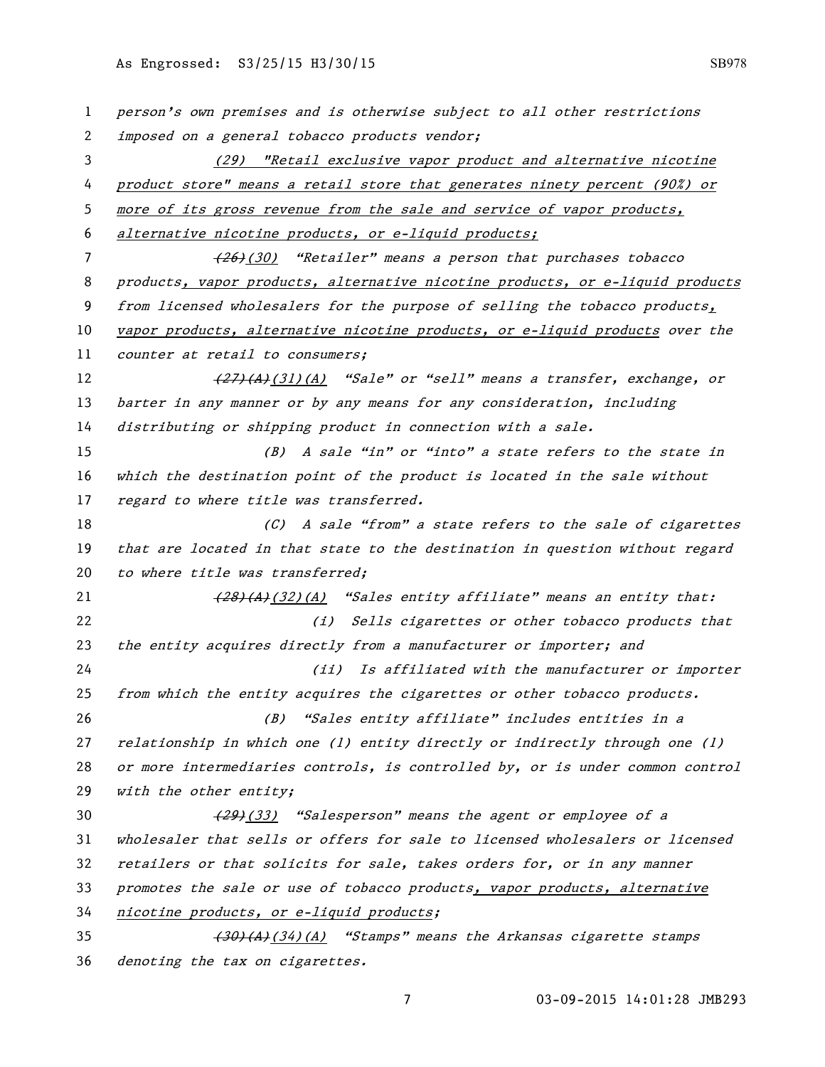person's own premises and is otherwise subject to all other restrictions imposed on a general tobacco products vendor;

(29) "Retail exclusive vapor product and alternative nicotine product store" means a retail store that generates ninety percent (90%) or more of its gross revenue from the sale and service of vapor products, alternative nicotine products, or e-liquid products;

~~(26)~~(30) "Retailer" means a person that purchases tobacco products, vapor products, alternative nicotine products, or e-liquid products from licensed wholesalers for the purpose of selling the tobacco products, vapor products, alternative nicotine products, or e-liquid products over the counter at retail to consumers;

~~(27)(A)~~(31)(A) "Sale" or "sell" means a transfer, exchange, or barter in any manner or by any means for any consideration, including distributing or shipping product in connection with a sale.

(B) A sale "in" or "into" a state refers to the state in which the destination point of the product is located in the sale without regard to where title was transferred.

(C) A sale "from" a state refers to the sale of cigarettes that are located in that state to the destination in question without regard to where title was transferred;

~~(28)(A)~~(32)(A) "Sales entity affiliate" means an entity that:

(i) Sells cigarettes or other tobacco products that the entity acquires directly from a manufacturer or importer; and

(ii) Is affiliated with the manufacturer or importer from which the entity acquires the cigarettes or other tobacco products.

(B) "Sales entity affiliate" includes entities in a relationship in which one (1) entity directly or indirectly through one (1) or more intermediaries controls, is controlled by, or is under common control with the other entity;

~~(29)~~(33) "Salesperson" means the agent or employee of a wholesaler that sells or offers for sale to licensed wholesalers or licensed retailers or that solicits for sale, takes orders for, or in any manner promotes the sale or use of tobacco products, vapor products, alternative nicotine products, or e-liquid products;

~~(30)(A)~~(34)(A) "Stamps" means the Arkansas cigarette stamps denoting the tax on cigarettes.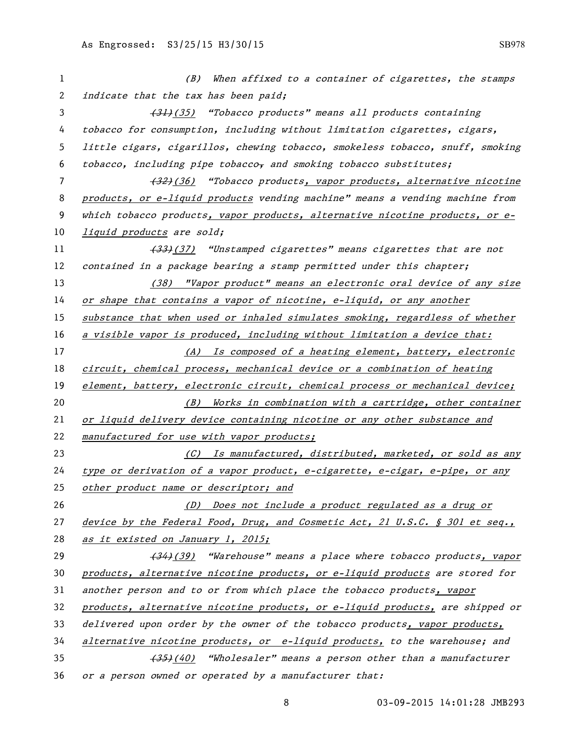(B) When affixed to a container of cigarettes, the stamps indicate that the tax has been paid;

~~(31)~~(35) "Tobacco products" means all products containing tobacco for consumption, including without limitation cigarettes, cigars, little cigars, cigarillos, chewing tobacco, smokeless tobacco, snuff, smoking tobacco, including pipe tobacco~~,~~ and smoking tobacco substitutes;

~~(32)~~(36) "Tobacco products, vapor products, alternative nicotine products, or e-liquid products vending machine" means a vending machine from which tobacco products, vapor products, alternative nicotine products, or e-liquid products are sold;

~~(33)~~(37) "Unstamped cigarettes" means cigarettes that are not contained in a package bearing a stamp permitted under this chapter;

(38) "Vapor product" means an electronic oral device of any size or shape that contains a vapor of nicotine, e-liquid, or any another substance that when used or inhaled simulates smoking, regardless of whether a visible vapor is produced, including without limitation a device that:

(A) Is composed of a heating element, battery, electronic circuit, chemical process, mechanical device or a combination of heating element, battery, electronic circuit, chemical process or mechanical device;

(B) Works in combination with a cartridge, other container or liquid delivery device containing nicotine or any other substance and manufactured for use with vapor products;

(C) Is manufactured, distributed, marketed, or sold as any type or derivation of a vapor product, e-cigarette, e-cigar, e-pipe, or any other product name or descriptor; and

(D) Does not include a product regulated as a drug or device by the Federal Food, Drug, and Cosmetic Act, 21 U.S.C. § 301 et seq., as it existed on January 1, 2015;

~~(34)~~(39) "Warehouse" means a place where tobacco products, vapor products, alternative nicotine products, or e-liquid products are stored for another person and to or from which place the tobacco products, vapor products, alternative nicotine products, or e-liquid products, are shipped or delivered upon order by the owner of the tobacco products, vapor products, alternative nicotine products, or e-liquid products, to the warehouse; and

~~(35)~~(40) "Wholesaler" means a person other than a manufacturer or a person owned or operated by a manufacturer that: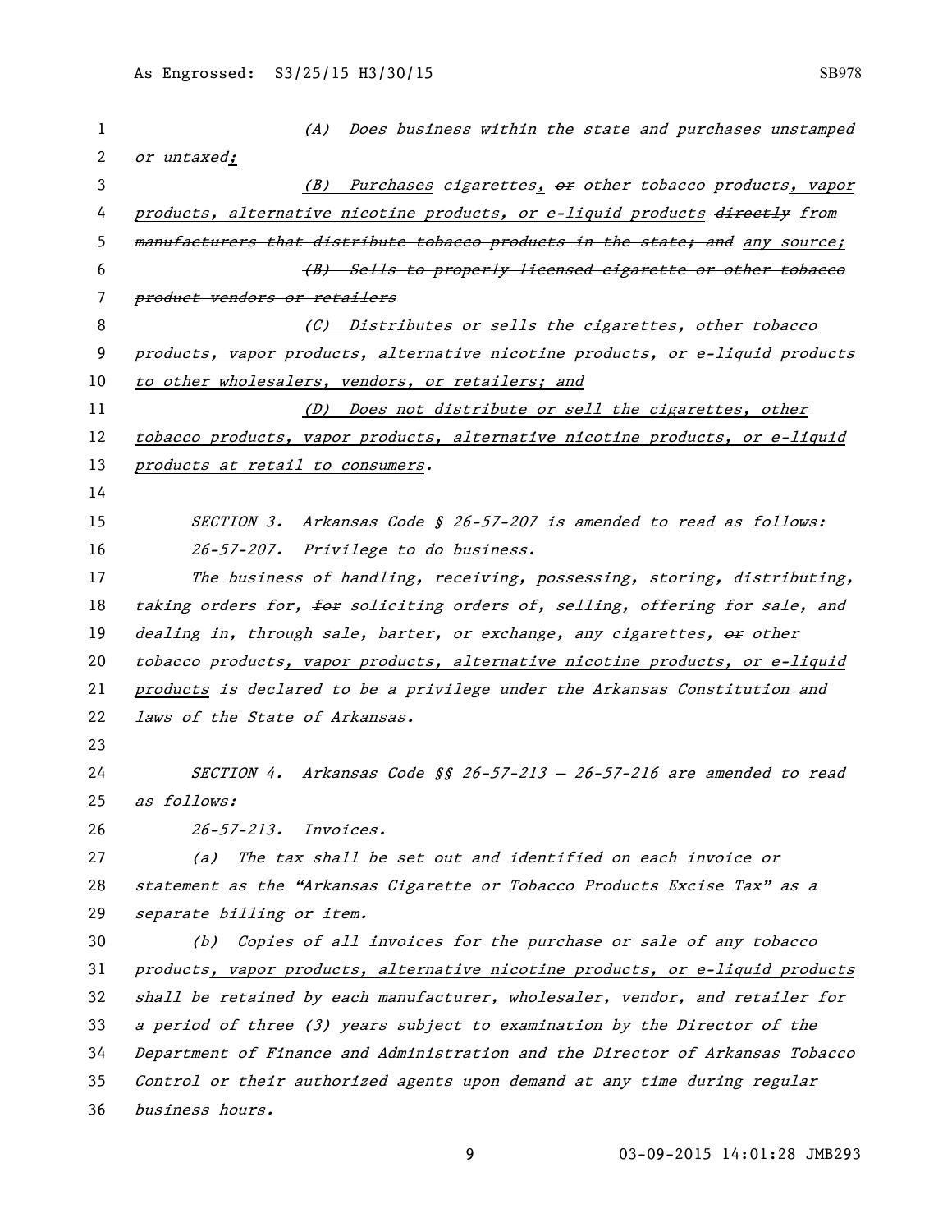(A) Does business within the state ~~and purchases unstamped or untaxed~~;

(B) Purchases cigarettes, ~~or~~ other tobacco products, vapor products, alternative nicotine products, or e-liquid products ~~directly~~ from ~~manufacturers that distribute tobacco products in the state; and~~ any source;

~~(B) Sells to properly licensed cigarette or other tobacco product vendors or retailers~~

(C) Distributes or sells the cigarettes, other tobacco products, vapor products, alternative nicotine products, or e-liquid products to other wholesalers, vendors, or retailers; and

(D) Does not distribute or sell the cigarettes, other tobacco products, vapor products, alternative nicotine products, or e-liquid products at retail to consumers.

SECTION 3. Arkansas Code § 26-57-207 is amended to read as follows:

26-57-207. Privilege to do business.

The business of handling, receiving, possessing, storing, distributing, taking orders for, ~~for~~ soliciting orders of, selling, offering for sale, and dealing in, through sale, barter, or exchange, any cigarettes, ~~or~~ other tobacco products, vapor products, alternative nicotine products, or e-liquid products is declared to be a privilege under the Arkansas Constitution and laws of the State of Arkansas.

SECTION 4. Arkansas Code §§ 26-57-213 — 26-57-216 are amended to read as follows:

26-57-213. Invoices.

(a) The tax shall be set out and identified on each invoice or statement as the "Arkansas Cigarette or Tobacco Products Excise Tax" as a separate billing or item.

(b) Copies of all invoices for the purchase or sale of any tobacco products, vapor products, alternative nicotine products, or e-liquid products shall be retained by each manufacturer, wholesaler, vendor, and retailer for a period of three (3) years subject to examination by the Director of the Department of Finance and Administration and the Director of Arkansas Tobacco Control or their authorized agents upon demand at any time during regular business hours.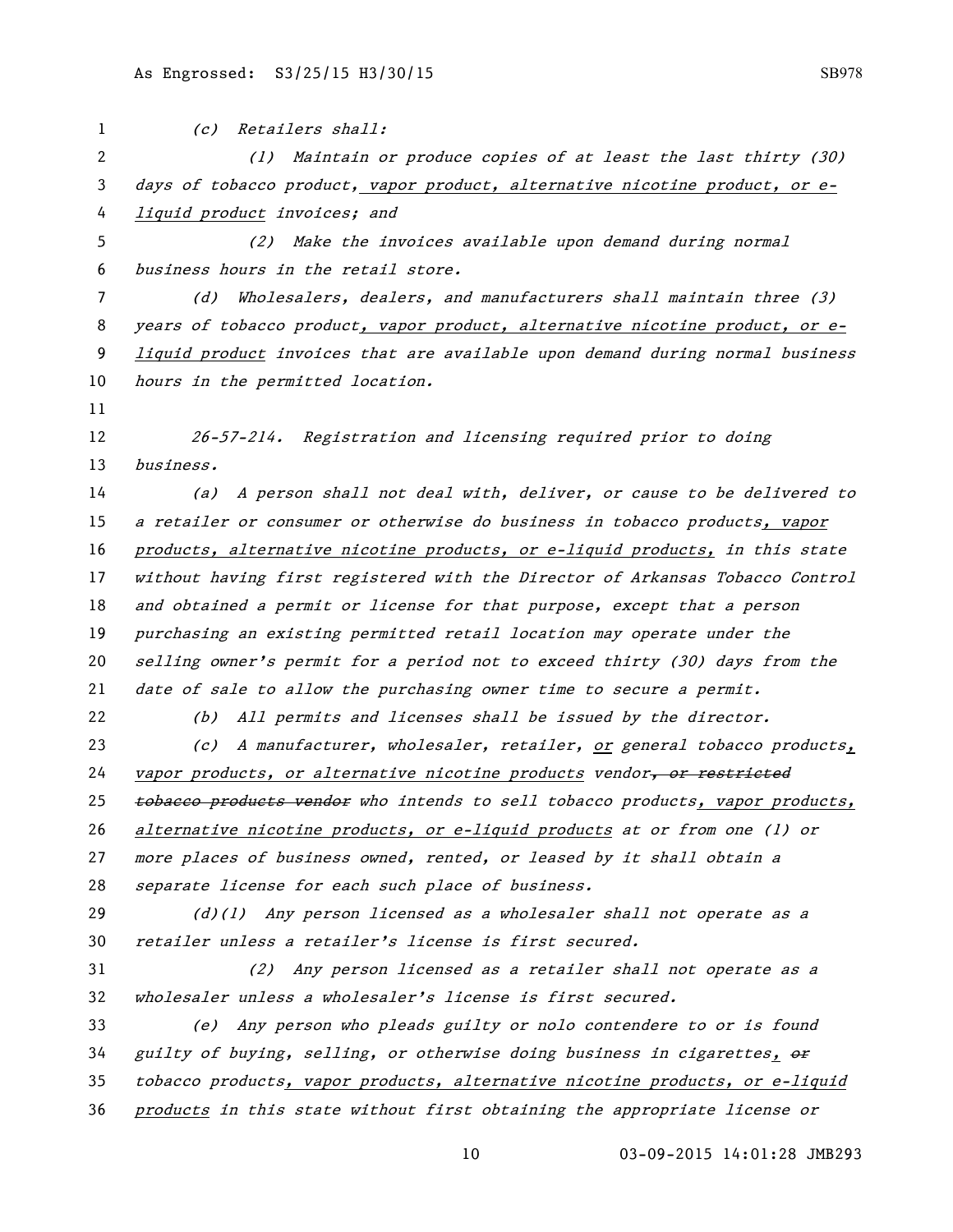(c) Retailers shall:

(1) Maintain or produce copies of at least the last thirty (30) days of tobacco product, vapor product, alternative nicotine product, or e-liquid product invoices; and

(2) Make the invoices available upon demand during normal business hours in the retail store.

(d) Wholesalers, dealers, and manufacturers shall maintain three (3) years of tobacco product, vapor product, alternative nicotine product, or e-liquid product invoices that are available upon demand during normal business hours in the permitted location.

26-57-214. Registration and licensing required prior to doing business.

(a) A person shall not deal with, deliver, or cause to be delivered to a retailer or consumer or otherwise do business in tobacco products, vapor products, alternative nicotine products, or e-liquid products, in this state without having first registered with the Director of Arkansas Tobacco Control and obtained a permit or license for that purpose, except that a person purchasing an existing permitted retail location may operate under the selling owner's permit for a period not to exceed thirty (30) days from the date of sale to allow the purchasing owner time to secure a permit.

(b) All permits and licenses shall be issued by the director.

(c) A manufacturer, wholesaler, retailer, or general tobacco products, vapor products, or alternative nicotine products vendor~~, or restricted tobacco products vendor~~ who intends to sell tobacco products, vapor products, alternative nicotine products, or e-liquid products at or from one (1) or more places of business owned, rented, or leased by it shall obtain a separate license for each such place of business.

(d)(1) Any person licensed as a wholesaler shall not operate as a retailer unless a retailer's license is first secured.

(2) Any person licensed as a retailer shall not operate as a wholesaler unless a wholesaler's license is first secured.

(e) Any person who pleads guilty or nolo contendere to or is found guilty of buying, selling, or otherwise doing business in cigarettes, ~~or~~ tobacco products, vapor products, alternative nicotine products, or e-liquid products in this state without first obtaining the appropriate license or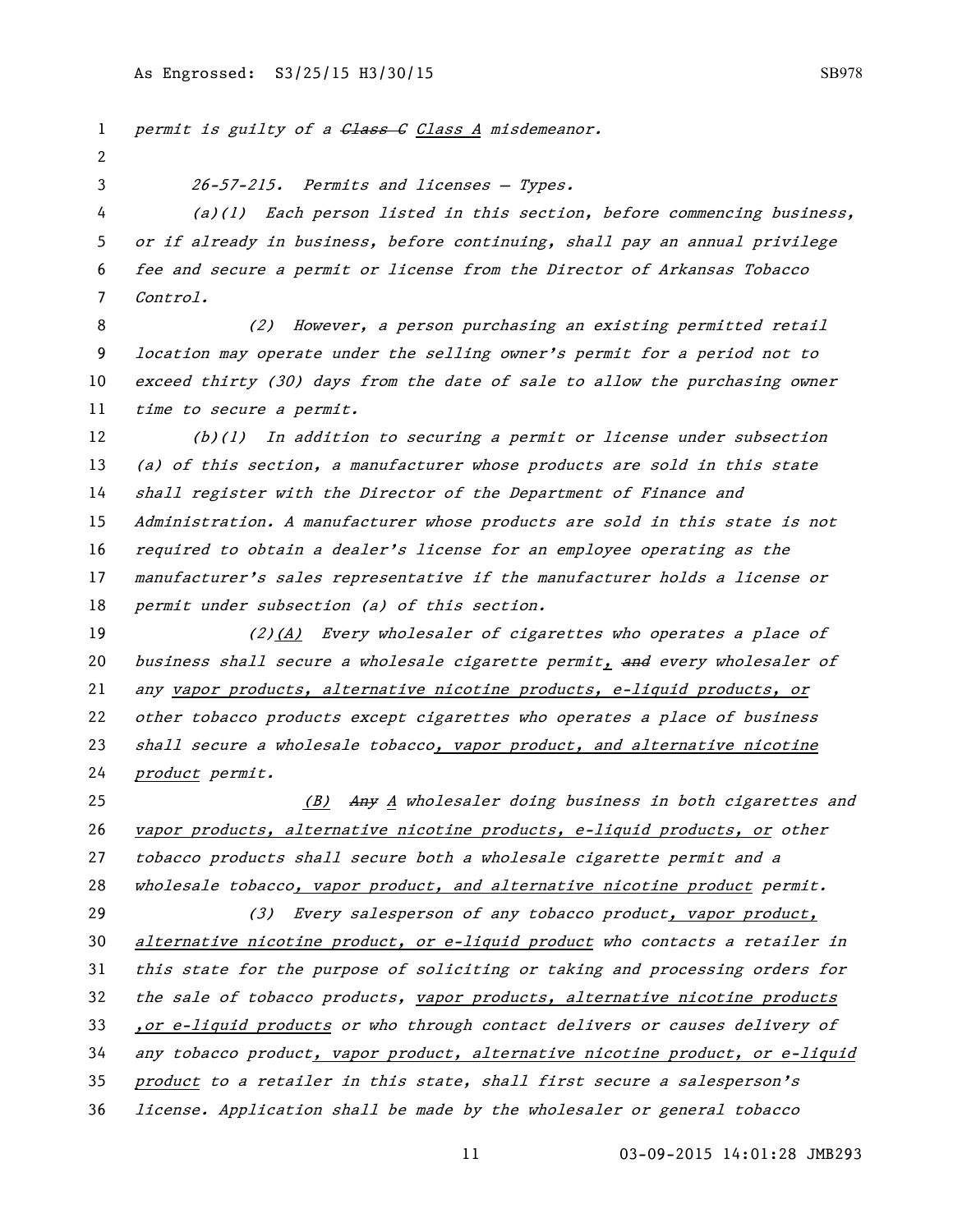*permit is guilty of a ~~Class C~~ <u>Class A</u> misdemeanor.*

*26-57-215. Permits and licenses — Types.*

*(a)(1) Each person listed in this section, before commencing business, or if already in business, before continuing, shall pay an annual privilege fee and secure a permit or license from the Director of Arkansas Tobacco Control.*

*(2) However, a person purchasing an existing permitted retail location may operate under the selling owner's permit for a period not to exceed thirty (30) days from the date of sale to allow the purchasing owner time to secure a permit.*

*(b)(1) In addition to securing a permit or license under subsection (a) of this section, a manufacturer whose products are sold in this state shall register with the Director of the Department of Finance and Administration. A manufacturer whose products are sold in this state is not required to obtain a dealer's license for an employee operating as the manufacturer's sales representative if the manufacturer holds a license or permit under subsection (a) of this section.*

*(2)<u>(A)</u> Every wholesaler of cigarettes who operates a place of business shall secure a wholesale cigarette permit<u>,</u> ~~and~~ every wholesaler of any <u>vapor products, alternative nicotine products, e-liquid products, or</u> other tobacco products except cigarettes who operates a place of business shall secure a wholesale tobacco<u>, vapor product, and alternative nicotine product</u> permit.*

*<u>(B)</u> ~~Any~~ <u>A</u> wholesaler doing business in both cigarettes and <u>vapor products, alternative nicotine products, e-liquid products, or</u> other tobacco products shall secure both a wholesale cigarette permit and a wholesale tobacco<u>, vapor product, and alternative nicotine product</u> permit.*

*(3) Every salesperson of any tobacco product<u>, vapor product, alternative nicotine product, or e-liquid product</u> who contacts a retailer in this state for the purpose of soliciting or taking and processing orders for the sale of tobacco products, <u>vapor products, alternative nicotine products ,or e-liquid products</u> or who through contact delivers or causes delivery of any tobacco product<u>, vapor product, alternative nicotine product, or e-liquid product</u> to a retailer in this state, shall first secure a salesperson's license. Application shall be made by the wholesaler or general tobacco*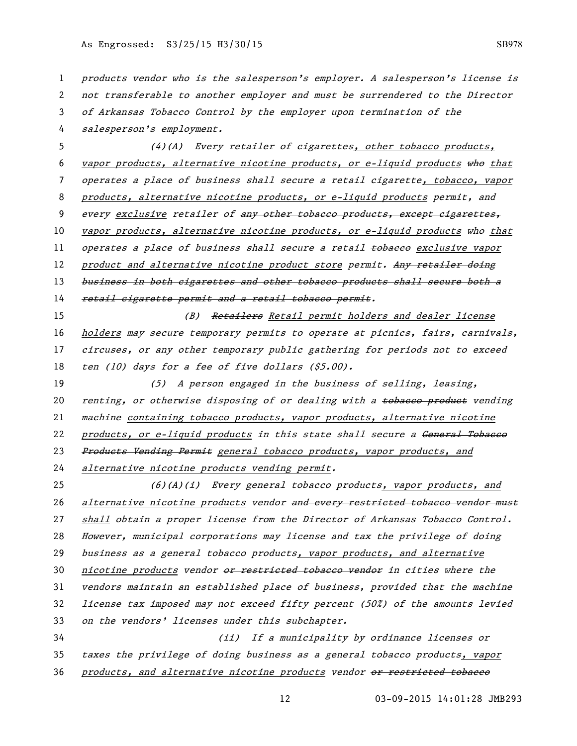*products vendor who is the salesperson's employer. A salesperson's license is not transferable to another employer and must be surrendered to the Director of Arkansas Tobacco Control by the employer upon termination of the salesperson's employment.*

*(4)(A) Every retailer of cigarettes<u>, other tobacco products, vapor products, alternative nicotine products, or e-liquid products</u> ~~who~~ <u>that</u> operates a place of business shall secure a retail cigarette<u>, tobacco, vapor products, alternative nicotine products, or e-liquid products</u> permit, and every <u>exclusive</u> retailer of ~~any other tobacco products, except cigarettes,~~ <u>vapor products, alternative nicotine products, or e-liquid products</u> ~~who~~ <u>that</u> operates a place of business shall secure a retail ~~tobacco~~ <u>exclusive vapor product and alternative nicotine product store</u> permit. ~~Any retailer doing business in both cigarettes and other tobacco products shall secure both a retail cigarette permit and a retail tobacco permit.~~*

*(B) ~~Retailers~~ <u>Retail permit holders and dealer license holders</u> may secure temporary permits to operate at picnics, fairs, carnivals, circuses, or any other temporary public gathering for periods not to exceed ten (10) days for a fee of five dollars ($5.00).*

*(5) A person engaged in the business of selling, leasing, renting, or otherwise disposing of or dealing with a ~~tobacco product~~ vending machine <u>containing tobacco products, vapor products, alternative nicotine products, or e-liquid products</u> in this state shall secure a ~~General Tobacco Products Vending Permit~~ <u>general tobacco products, vapor products, and alternative nicotine products vending permit</u>.*

*(6)(A)(i) Every general tobacco products<u>, vapor products, and alternative nicotine products</u> vendor ~~and every restricted tobacco vendor must~~ <u>shall</u> obtain a proper license from the Director of Arkansas Tobacco Control. However, municipal corporations may license and tax the privilege of doing business as a general tobacco products<u>, vapor products, and alternative nicotine products</u> vendor ~~or restricted tobacco vendor~~ in cities where the vendors maintain an established place of business, provided that the machine license tax imposed may not exceed fifty percent (50%) of the amounts levied on the vendors' licenses under this subchapter.*

*(ii) If a municipality by ordinance licenses or taxes the privilege of doing business as a general tobacco products<u>, vapor products, and alternative nicotine products</u> vendor ~~or restricted tobacco~~*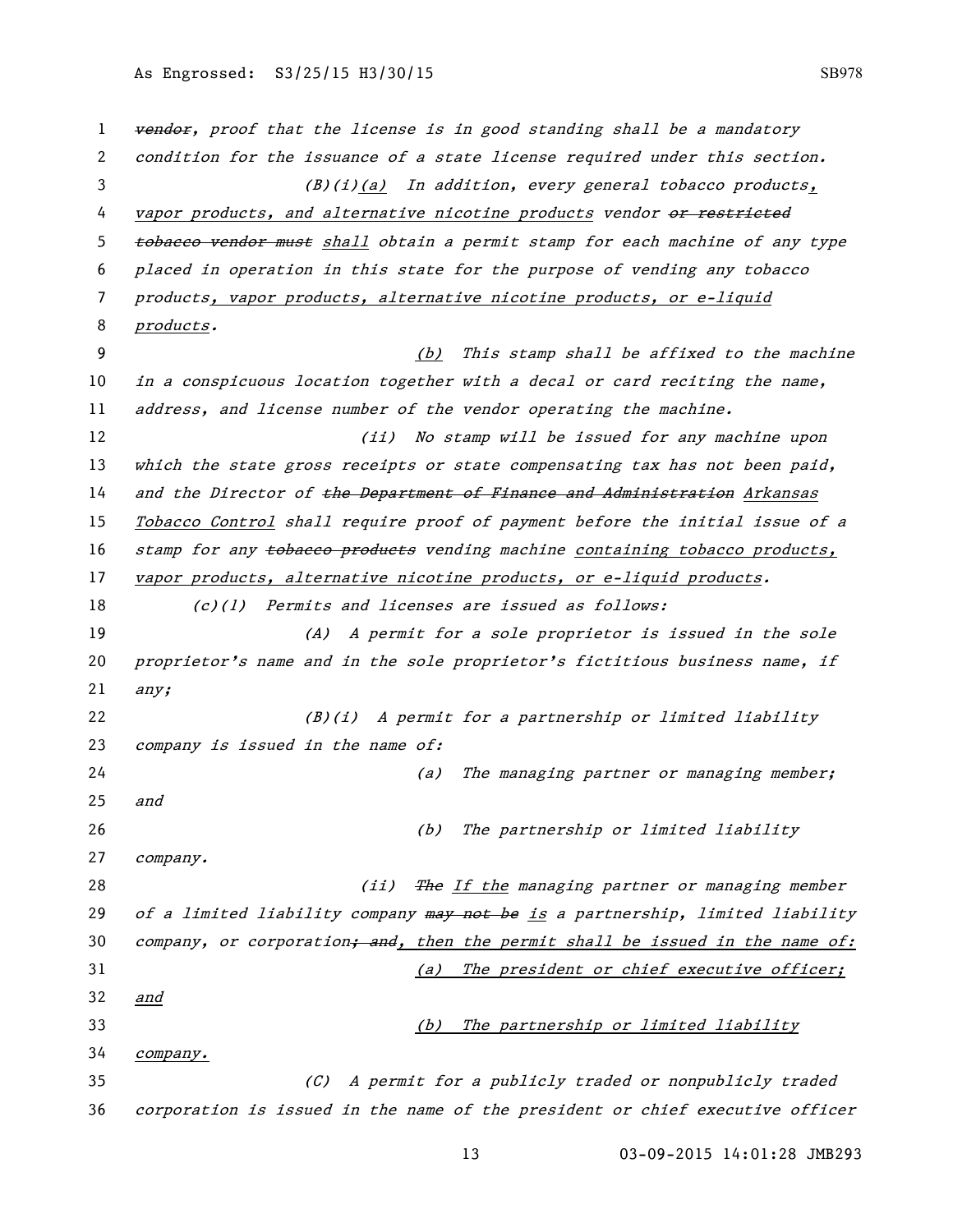vendor, proof that the license is in good standing shall be a mandatory condition for the issuance of a state license required under this section.

(B)(i)(a) In addition, every general tobacco products, vapor products, and alternative nicotine products vendor or restricted tobacco vendor must shall obtain a permit stamp for each machine of any type placed in operation in this state for the purpose of vending any tobacco products, vapor products, alternative nicotine products, or e-liquid products.

(b) This stamp shall be affixed to the machine in a conspicuous location together with a decal or card reciting the name, address, and license number of the vendor operating the machine.

(ii) No stamp will be issued for any machine upon which the state gross receipts or state compensating tax has not been paid, and the Director of the Department of Finance and Administration Arkansas Tobacco Control shall require proof of payment before the initial issue of a stamp for any tobacco products vending machine containing tobacco products, vapor products, alternative nicotine products, or e-liquid products.

(c)(1) Permits and licenses are issued as follows:

(A) A permit for a sole proprietor is issued in the sole proprietor's name and in the sole proprietor's fictitious business name, if any;

(B)(i) A permit for a partnership or limited liability company is issued in the name of:

(a) The managing partner or managing member; and

(b) The partnership or limited liability company.

(ii) The If the managing partner or managing member of a limited liability company may not be is a partnership, limited liability company, or corporation; and, then the permit shall be issued in the name of:

(a) The president or chief executive officer; and

(b) The partnership or limited liability company.

(C) A permit for a publicly traded or nonpublicly traded corporation is issued in the name of the president or chief executive officer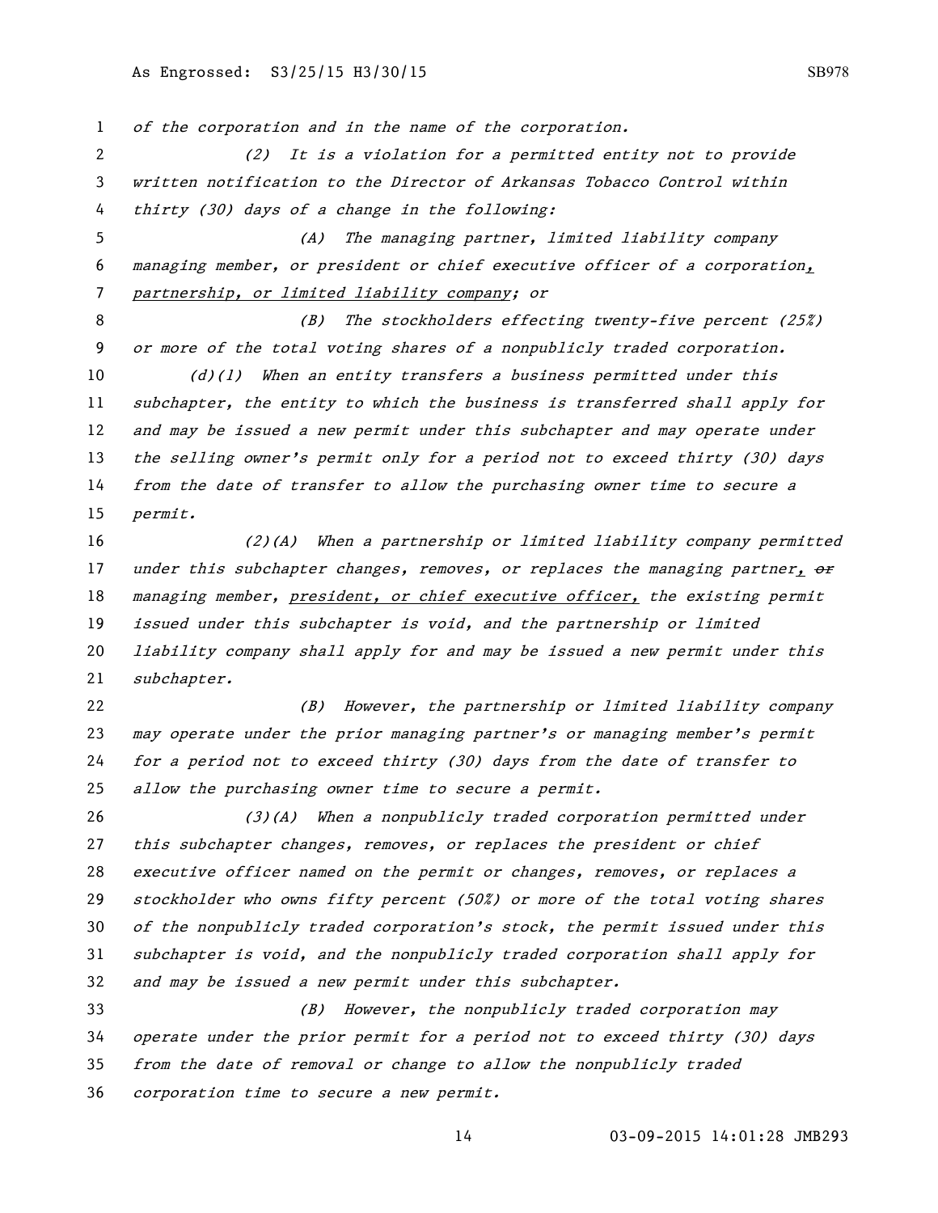*of the corporation and in the name of the corporation.*

*(2) It is a violation for a permitted entity not to provide written notification to the Director of Arkansas Tobacco Control within thirty (30) days of a change in the following:*

*(A) The managing partner, limited liability company managing member, or president or chief executive officer of a corporation, partnership, or limited liability company; or*

*(B) The stockholders effecting twenty-five percent (25%) or more of the total voting shares of a nonpublicly traded corporation.*

*(d)(1) When an entity transfers a business permitted under this subchapter, the entity to which the business is transferred shall apply for and may be issued a new permit under this subchapter and may operate under the selling owner's permit only for a period not to exceed thirty (30) days from the date of transfer to allow the purchasing owner time to secure a permit.*

*(2)(A) When a partnership or limited liability company permitted under this subchapter changes, removes, or replaces the managing partner, ~~or~~ managing member, president, or chief executive officer, the existing permit issued under this subchapter is void, and the partnership or limited liability company shall apply for and may be issued a new permit under this subchapter.*

*(B) However, the partnership or limited liability company may operate under the prior managing partner's or managing member's permit for a period not to exceed thirty (30) days from the date of transfer to allow the purchasing owner time to secure a permit.*

*(3)(A) When a nonpublicly traded corporation permitted under this subchapter changes, removes, or replaces the president or chief executive officer named on the permit or changes, removes, or replaces a stockholder who owns fifty percent (50%) or more of the total voting shares of the nonpublicly traded corporation's stock, the permit issued under this subchapter is void, and the nonpublicly traded corporation shall apply for and may be issued a new permit under this subchapter.*

*(B) However, the nonpublicly traded corporation may operate under the prior permit for a period not to exceed thirty (30) days from the date of removal or change to allow the nonpublicly traded corporation time to secure a new permit.*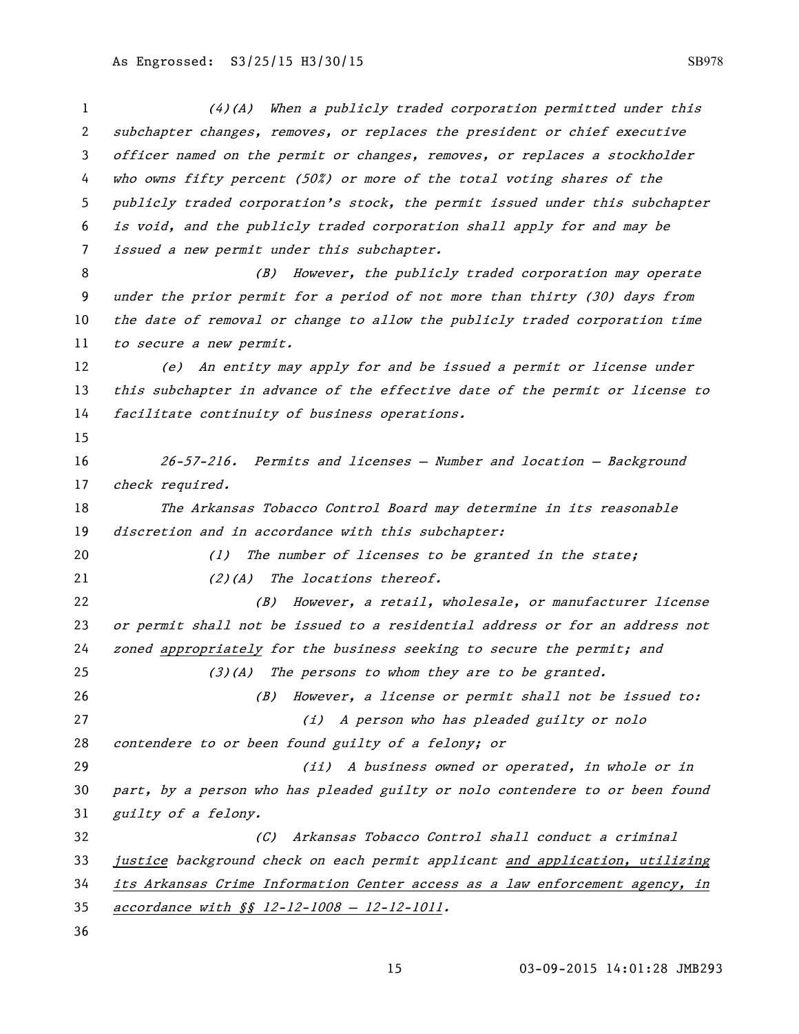*(4)(A) When a publicly traded corporation permitted under this subchapter changes, removes, or replaces the president or chief executive officer named on the permit or changes, removes, or replaces a stockholder who owns fifty percent (50%) or more of the total voting shares of the publicly traded corporation's stock, the permit issued under this subchapter is void, and the publicly traded corporation shall apply for and may be issued a new permit under this subchapter.*

*(B) However, the publicly traded corporation may operate under the prior permit for a period of not more than thirty (30) days from the date of removal or change to allow the publicly traded corporation time to secure a new permit.*

*(e) An entity may apply for and be issued a permit or license under this subchapter in advance of the effective date of the permit or license to facilitate continuity of business operations.*

*26-57-216. Permits and licenses — Number and location — Background check required.*

*The Arkansas Tobacco Control Board may determine in its reasonable discretion and in accordance with this subchapter:*

*(1) The number of licenses to be granted in the state;*

*(2)(A) The locations thereof.*

*(B) However, a retail, wholesale, or manufacturer license or permit shall not be issued to a residential address or for an address not zoned* <u>*appropriately*</u> *for the business seeking to secure the permit; and*

*(3)(A) The persons to whom they are to be granted.*

*(B) However, a license or permit shall not be issued to:*

*(i) A person who has pleaded guilty or nolo contendere to or been found guilty of a felony; or*

*(ii) A business owned or operated, in whole or in part, by a person who has pleaded guilty or nolo contendere to or been found guilty of a felony.*

*(C) Arkansas Tobacco Control shall conduct a criminal* <u>*justice*</u> *background check on each permit applicant* <u>*and application, utilizing its Arkansas Crime Information Center access as a law enforcement agency, in accordance with §§ 12-12-1008 — 12-12-1011*</u>*.*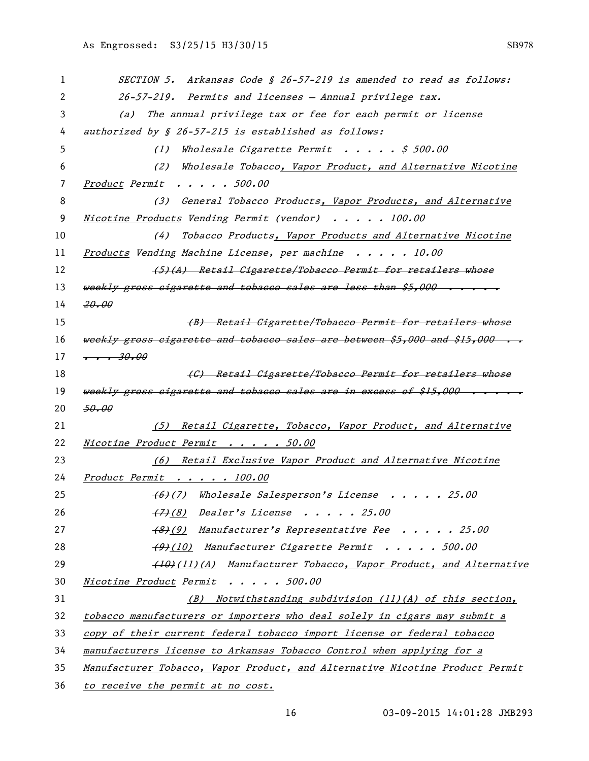*SECTION 5. Arkansas Code § 26-57-219 is amended to read as follows:*

*26-57-219. Permits and licenses — Annual privilege tax.*

*(a) The annual privilege tax or fee for each permit or license authorized by § 26-57-215 is established as follows:*

*(1) Wholesale Cigarette Permit . . . . . $ 500.00*

*(2) Wholesale Tobacco<u>, Vapor Product, and Alternative Nicotine Product</u> Permit . . . . . 500.00*

*(3) General Tobacco Products<u>, Vapor Products, and Alternative Nicotine Products</u> Vending Permit (vendor) . . . . . 100.00*

*(4) Tobacco Products<u>, Vapor Products and Alternative Nicotine Products</u> Vending Machine License, per machine . . . . . 10.00*

~~*(5)(A) Retail Cigarette/Tobacco Permit for retailers whose weekly gross cigarette and tobacco sales are less than $5,000 . . . . . 20.00*~~

~~*(B) Retail Cigarette/Tobacco Permit for retailers whose weekly gross cigarette and tobacco sales are between $5,000 and $15,000 . . . . . 30.00*~~

~~*(C) Retail Cigarette/Tobacco Permit for retailers whose weekly gross cigarette and tobacco sales are in excess of $15,000 . . . . . 50.00*~~

<u>*(5) Retail Cigarette, Tobacco, Vapor Product, and Alternative Nicotine Product Permit . . . . . 50.00*</u>

<u>*(6) Retail Exclusive Vapor Product and Alternative Nicotine Product Permit . . . . . 100.00*</u>

*~~(6)~~<u>(7)</u> Wholesale Salesperson's License . . . . . 25.00*

*~~(7)~~<u>(8)</u> Dealer's License . . . . . 25.00*

*~~(8)~~<u>(9)</u> Manufacturer's Representative Fee . . . . . 25.00*

*~~(9)~~<u>(10)</u> Manufacturer Cigarette Permit . . . . . 500.00*

*~~(10)~~<u>(11)(A)</u> Manufacturer Tobacco<u>, Vapor Product, and Alternative Nicotine Product</u> Permit . . . . . 500.00*

<u>*(B) Notwithstanding subdivision (11)(A) of this section, tobacco manufacturers or importers who deal solely in cigars may submit a copy of their current federal tobacco import license or federal tobacco manufacturers license to Arkansas Tobacco Control when applying for a Manufacturer Tobacco, Vapor Product, and Alternative Nicotine Product Permit to receive the permit at no cost.*</u>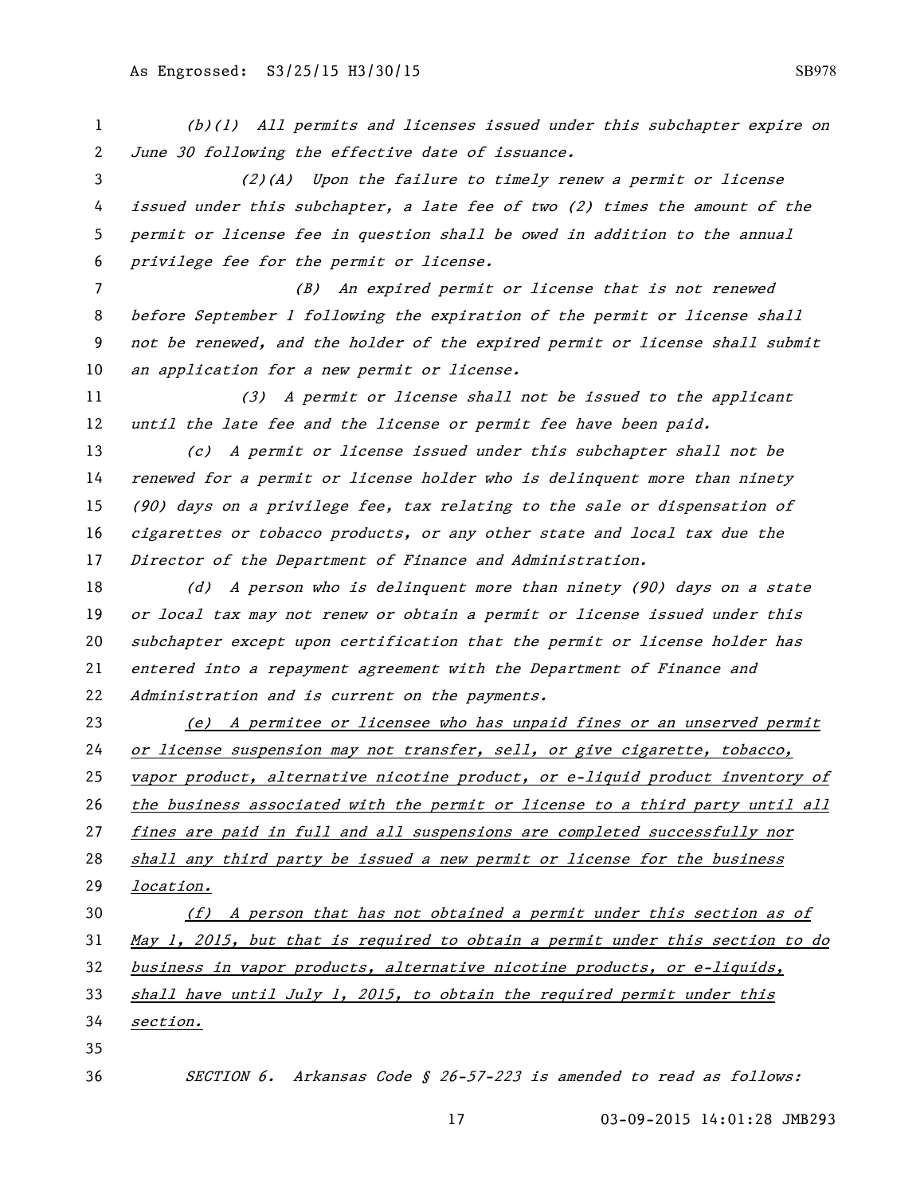*(b)(1) All permits and licenses issued under this subchapter expire on June 30 following the effective date of issuance.*

*(2)(A) Upon the failure to timely renew a permit or license issued under this subchapter, a late fee of two (2) times the amount of the permit or license fee in question shall be owed in addition to the annual privilege fee for the permit or license.*

*(B) An expired permit or license that is not renewed before September 1 following the expiration of the permit or license shall not be renewed, and the holder of the expired permit or license shall submit an application for a new permit or license.*

*(3) A permit or license shall not be issued to the applicant until the late fee and the license or permit fee have been paid.*

*(c) A permit or license issued under this subchapter shall not be renewed for a permit or license holder who is delinquent more than ninety (90) days on a privilege fee, tax relating to the sale or dispensation of cigarettes or tobacco products, or any other state and local tax due the Director of the Department of Finance and Administration.*

*(d) A person who is delinquent more than ninety (90) days on a state or local tax may not renew or obtain a permit or license issued under this subchapter except upon certification that the permit or license holder has entered into a repayment agreement with the Department of Finance and Administration and is current on the payments.*

*<u>(e) A permitee or licensee who has unpaid fines or an unserved permit or license suspension may not transfer, sell, or give cigarette, tobacco, vapor product, alternative nicotine product, or e-liquid product inventory of the business associated with the permit or license to a third party until all fines are paid in full and all suspensions are completed successfully nor shall any third party be issued a new permit or license for the business location.</u>*

*<u>(f) A person that has not obtained a permit under this section as of May 1, 2015, but that is required to obtain a permit under this section to do business in vapor products, alternative nicotine products, or e-liquids, shall have until July 1, 2015, to obtain the required permit under this section.</u>*

*SECTION 6. Arkansas Code § 26-57-223 is amended to read as follows:*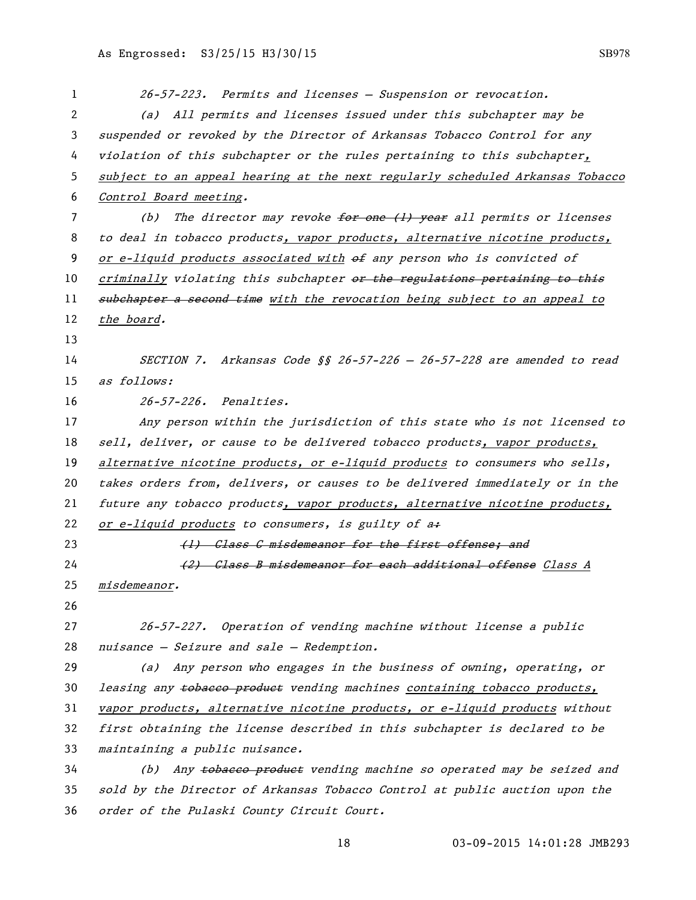*26-57-223. Permits and licenses — Suspension or revocation.*

*(a) All permits and licenses issued under this subchapter may be suspended or revoked by the Director of Arkansas Tobacco Control for any violation of this subchapter or the rules pertaining to this subchapter, subject to an appeal hearing at the next regularly scheduled Arkansas Tobacco Control Board meeting.*

*(b) The director may revoke ~~for one (1) year~~ all permits or licenses to deal in tobacco products, vapor products, alternative nicotine products, or e-liquid products associated with ~~of~~ any person who is convicted of criminally violating this subchapter ~~or the regulations pertaining to this subchapter a second time~~ with the revocation being subject to an appeal to the board.*

*SECTION 7. Arkansas Code §§ 26-57-226 — 26-57-228 are amended to read as follows:*

*26-57-226. Penalties.*

*Any person within the jurisdiction of this state who is not licensed to sell, deliver, or cause to be delivered tobacco products, vapor products, alternative nicotine products, or e-liquid products to consumers who sells, takes orders from, delivers, or causes to be delivered immediately or in the future any tobacco products, vapor products, alternative nicotine products, or e-liquid products to consumers, is guilty of a~~:~~*

*~~(1) Class C misdemeanor for the first offense; and~~*

*~~(2) Class B misdemeanor for each additional offense~~ Class A misdemeanor.*

*26-57-227. Operation of vending machine without license a public nuisance — Seizure and sale — Redemption.*

*(a) Any person who engages in the business of owning, operating, or leasing any ~~tobacco product~~ vending machines containing tobacco products, vapor products, alternative nicotine products, or e-liquid products without first obtaining the license described in this subchapter is declared to be maintaining a public nuisance.*

*(b) Any ~~tobacco product~~ vending machine so operated may be seized and sold by the Director of Arkansas Tobacco Control at public auction upon the order of the Pulaski County Circuit Court.*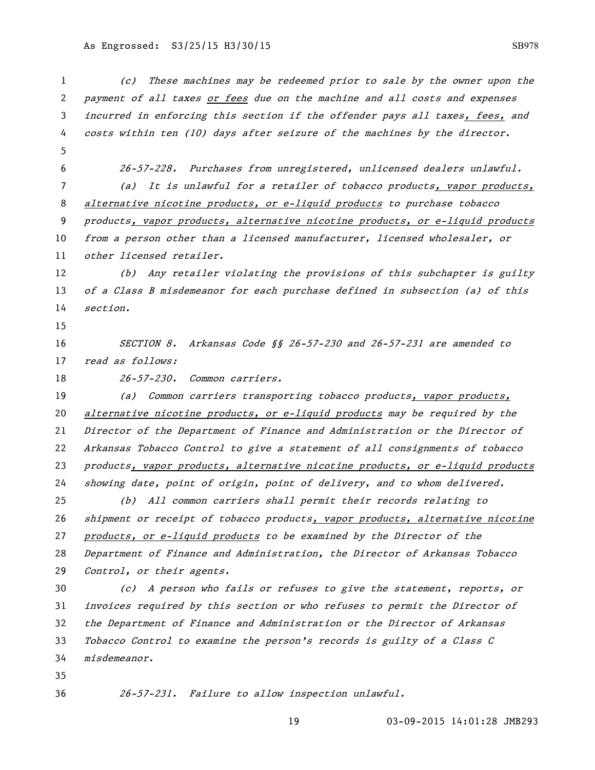*(c) These machines may be redeemed prior to sale by the owner upon the payment of all taxes or fees due on the machine and all costs and expenses incurred in enforcing this section if the offender pays all taxes, fees, and costs within ten (10) days after seizure of the machines by the director.*

*26-57-228. Purchases from unregistered, unlicensed dealers unlawful.*

*(a) It is unlawful for a retailer of tobacco products, vapor products, alternative nicotine products, or e-liquid products to purchase tobacco products, vapor products, alternative nicotine products, or e-liquid products from a person other than a licensed manufacturer, licensed wholesaler, or other licensed retailer.*

*(b) Any retailer violating the provisions of this subchapter is guilty of a Class B misdemeanor for each purchase defined in subsection (a) of this section.*

*SECTION 8. Arkansas Code §§ 26-57-230 and 26-57-231 are amended to read as follows:*

*26-57-230. Common carriers.*

*(a) Common carriers transporting tobacco products, vapor products, alternative nicotine products, or e-liquid products may be required by the Director of the Department of Finance and Administration or the Director of Arkansas Tobacco Control to give a statement of all consignments of tobacco products, vapor products, alternative nicotine products, or e-liquid products showing date, point of origin, point of delivery, and to whom delivered.*

*(b) All common carriers shall permit their records relating to shipment or receipt of tobacco products, vapor products, alternative nicotine products, or e-liquid products to be examined by the Director of the Department of Finance and Administration, the Director of Arkansas Tobacco Control, or their agents.*

*(c) A person who fails or refuses to give the statement, reports, or invoices required by this section or who refuses to permit the Director of the Department of Finance and Administration or the Director of Arkansas Tobacco Control to examine the person's records is guilty of a Class C misdemeanor.*

*26-57-231. Failure to allow inspection unlawful.*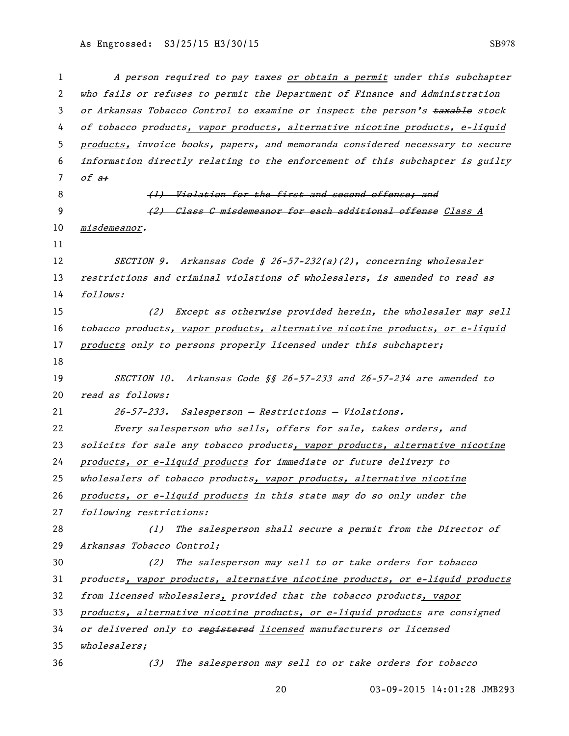A person required to pay taxes <u>or obtain a permit</u> under this subchapter who fails or refuses to permit the Department of Finance and Administration or Arkansas Tobacco Control to examine or inspect the person's ~~taxable~~ stock of tobacco products<u>, vapor products, alternative nicotine products, e-liquid products,</u> invoice books, papers, and memoranda considered necessary to secure information directly relating to the enforcement of this subchapter is guilty of a~~:~~

~~(1) Violation for the first and second offense; and~~

~~(2) Class C misdemeanor for each additional offense~~ <u>Class A misdemeanor</u>.

SECTION 9. Arkansas Code § 26-57-232(a)(2), concerning wholesaler restrictions and criminal violations of wholesalers, is amended to read as follows:

(2) Except as otherwise provided herein, the wholesaler may sell tobacco products<u>, vapor products, alternative nicotine products, or e-liquid products</u> only to persons properly licensed under this subchapter;

SECTION 10. Arkansas Code §§ 26-57-233 and 26-57-234 are amended to read as follows:

26-57-233. Salesperson — Restrictions — Violations.

Every salesperson who sells, offers for sale, takes orders, and solicits for sale any tobacco products<u>, vapor products, alternative nicotine products, or e-liquid products</u> for immediate or future delivery to wholesalers of tobacco products<u>, vapor products, alternative nicotine products, or e-liquid products</u> in this state may do so only under the following restrictions:

(1) The salesperson shall secure a permit from the Director of Arkansas Tobacco Control;

(2) The salesperson may sell to or take orders for tobacco products<u>, vapor products, alternative nicotine products, or e-liquid products</u> from licensed wholesalers<u>,</u> provided that the tobacco products<u>, vapor products, alternative nicotine products, or e-liquid products</u> are consigned or delivered only to ~~registered~~ <u>licensed</u> manufacturers or licensed wholesalers;

(3) The salesperson may sell to or take orders for tobacco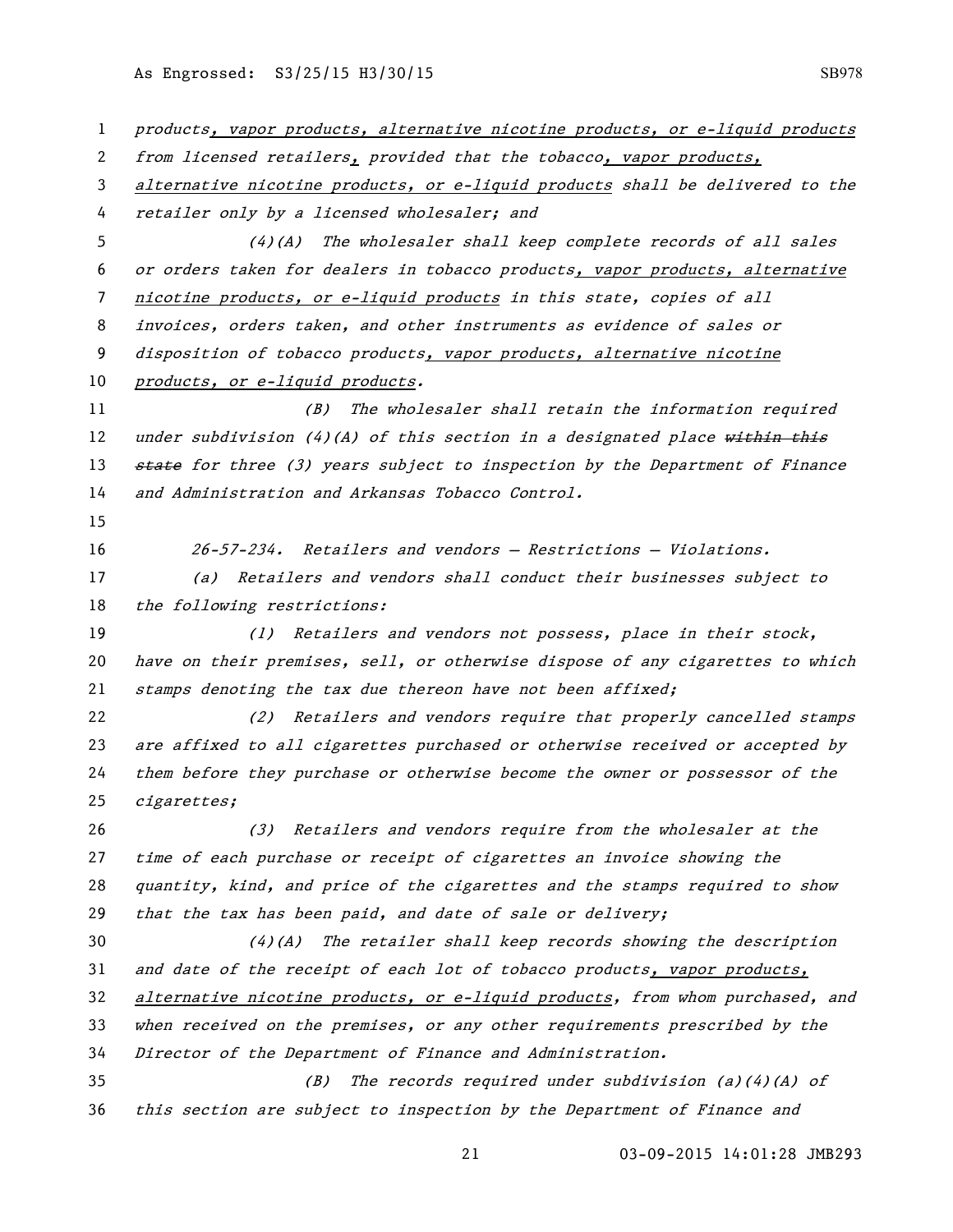*products, vapor products, alternative nicotine products, or e-liquid products from licensed retailers, provided that the tobacco, vapor products, alternative nicotine products, or e-liquid products shall be delivered to the retailer only by a licensed wholesaler; and*

*(4)(A) The wholesaler shall keep complete records of all sales or orders taken for dealers in tobacco products, vapor products, alternative nicotine products, or e-liquid products in this state, copies of all invoices, orders taken, and other instruments as evidence of sales or disposition of tobacco products, vapor products, alternative nicotine products, or e-liquid products.*

*(B) The wholesaler shall retain the information required under subdivision (4)(A) of this section in a designated place ~~within this state~~ for three (3) years subject to inspection by the Department of Finance and Administration and Arkansas Tobacco Control.*

*26-57-234. Retailers and vendors — Restrictions — Violations.*

*(a) Retailers and vendors shall conduct their businesses subject to the following restrictions:*

*(1) Retailers and vendors not possess, place in their stock, have on their premises, sell, or otherwise dispose of any cigarettes to which stamps denoting the tax due thereon have not been affixed;*

*(2) Retailers and vendors require that properly cancelled stamps are affixed to all cigarettes purchased or otherwise received or accepted by them before they purchase or otherwise become the owner or possessor of the cigarettes;*

*(3) Retailers and vendors require from the wholesaler at the time of each purchase or receipt of cigarettes an invoice showing the quantity, kind, and price of the cigarettes and the stamps required to show that the tax has been paid, and date of sale or delivery;*

*(4)(A) The retailer shall keep records showing the description and date of the receipt of each lot of tobacco products, vapor products, alternative nicotine products, or e-liquid products, from whom purchased, and when received on the premises, or any other requirements prescribed by the Director of the Department of Finance and Administration.*

*(B) The records required under subdivision (a)(4)(A) of this section are subject to inspection by the Department of Finance and*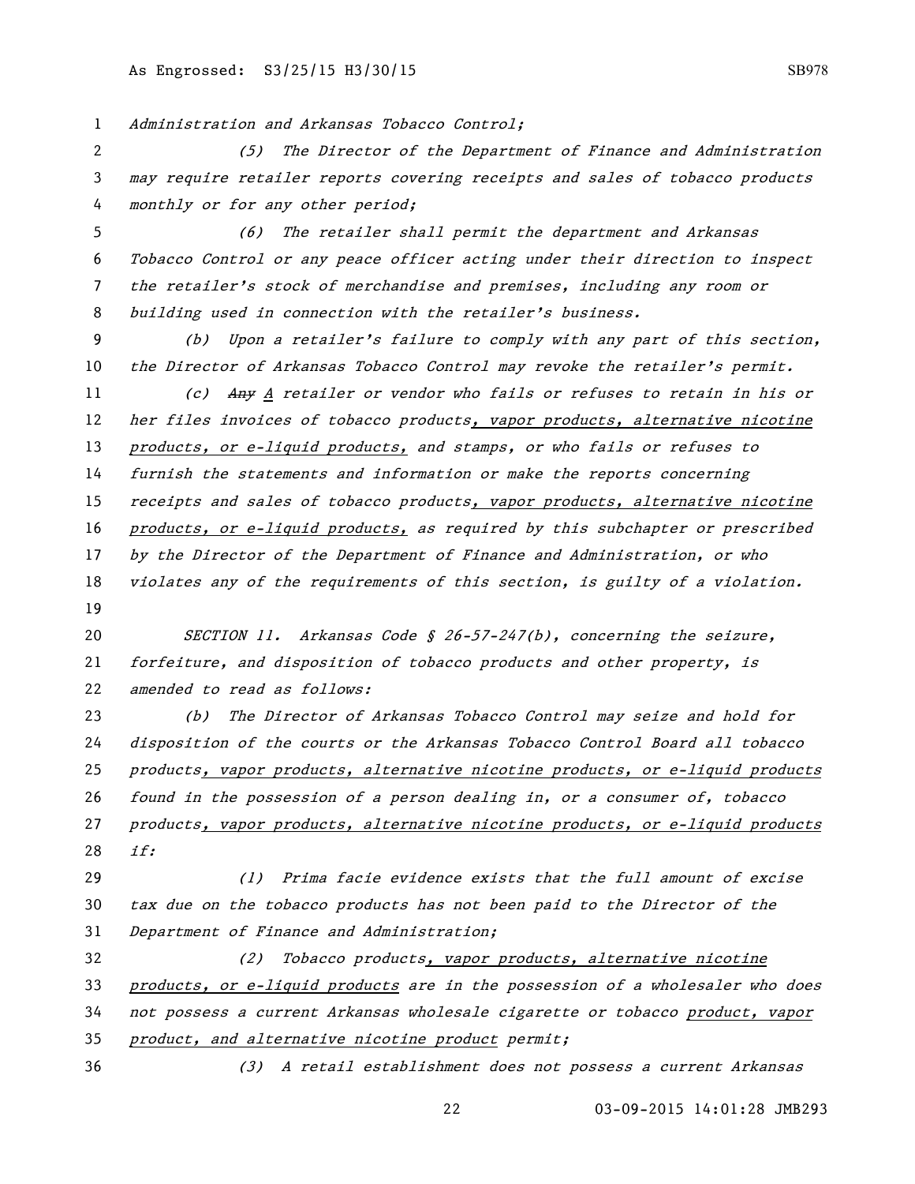*Administration and Arkansas Tobacco Control;*

*(5) The Director of the Department of Finance and Administration may require retailer reports covering receipts and sales of tobacco products monthly or for any other period;*

*(6) The retailer shall permit the department and Arkansas Tobacco Control or any peace officer acting under their direction to inspect the retailer's stock of merchandise and premises, including any room or building used in connection with the retailer's business.*

*(b) Upon a retailer's failure to comply with any part of this section, the Director of Arkansas Tobacco Control may revoke the retailer's permit.*

*(c) ~~Any~~ A retailer or vendor who fails or refuses to retain in his or her files invoices of tobacco products, vapor products, alternative nicotine products, or e-liquid products, and stamps, or who fails or refuses to furnish the statements and information or make the reports concerning receipts and sales of tobacco products, vapor products, alternative nicotine products, or e-liquid products, as required by this subchapter or prescribed by the Director of the Department of Finance and Administration, or who violates any of the requirements of this section, is guilty of a violation.*

*SECTION 11. Arkansas Code § 26-57-247(b), concerning the seizure, forfeiture, and disposition of tobacco products and other property, is amended to read as follows:*

*(b) The Director of Arkansas Tobacco Control may seize and hold for disposition of the courts or the Arkansas Tobacco Control Board all tobacco products, vapor products, alternative nicotine products, or e-liquid products found in the possession of a person dealing in, or a consumer of, tobacco products, vapor products, alternative nicotine products, or e-liquid products if:*

*(1) Prima facie evidence exists that the full amount of excise tax due on the tobacco products has not been paid to the Director of the Department of Finance and Administration;*

*(2) Tobacco products, vapor products, alternative nicotine products, or e-liquid products are in the possession of a wholesaler who does not possess a current Arkansas wholesale cigarette or tobacco product, vapor product, and alternative nicotine product permit;*

*(3) A retail establishment does not possess a current Arkansas*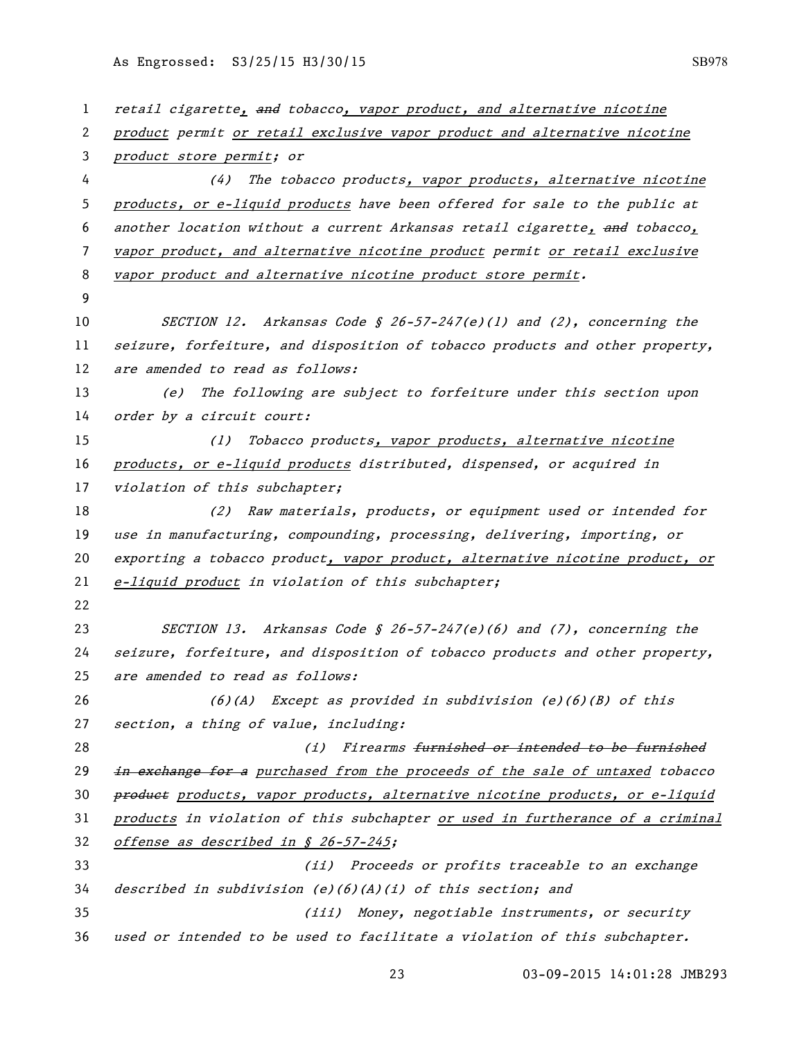retail cigarette, ~~and~~ tobacco, vapor product, and alternative nicotine product permit or retail exclusive vapor product and alternative nicotine product store permit; or

(4) The tobacco products, vapor products, alternative nicotine products, or e-liquid products have been offered for sale to the public at another location without a current Arkansas retail cigarette, ~~and~~ tobacco, vapor product, and alternative nicotine product permit or retail exclusive vapor product and alternative nicotine product store permit.

SECTION 12. Arkansas Code § 26-57-247(e)(1) and (2), concerning the seizure, forfeiture, and disposition of tobacco products and other property, are amended to read as follows:

(e) The following are subject to forfeiture under this section upon order by a circuit court:

(1) Tobacco products, vapor products, alternative nicotine products, or e-liquid products distributed, dispensed, or acquired in violation of this subchapter;

(2) Raw materials, products, or equipment used or intended for use in manufacturing, compounding, processing, delivering, importing, or exporting a tobacco product, vapor product, alternative nicotine product, or e-liquid product in violation of this subchapter;

SECTION 13. Arkansas Code § 26-57-247(e)(6) and (7), concerning the seizure, forfeiture, and disposition of tobacco products and other property, are amended to read as follows:

(6)(A) Except as provided in subdivision (e)(6)(B) of this section, a thing of value, including:

(i) Firearms ~~furnished or intended to be furnished in exchange for a~~ purchased from the proceeds of the sale of untaxed tobacco ~~product~~ products, vapor products, alternative nicotine products, or e-liquid products in violation of this subchapter or used in furtherance of a criminal offense as described in § 26-57-245;

(ii) Proceeds or profits traceable to an exchange described in subdivision (e)(6)(A)(i) of this section; and

(iii) Money, negotiable instruments, or security used or intended to be used to facilitate a violation of this subchapter.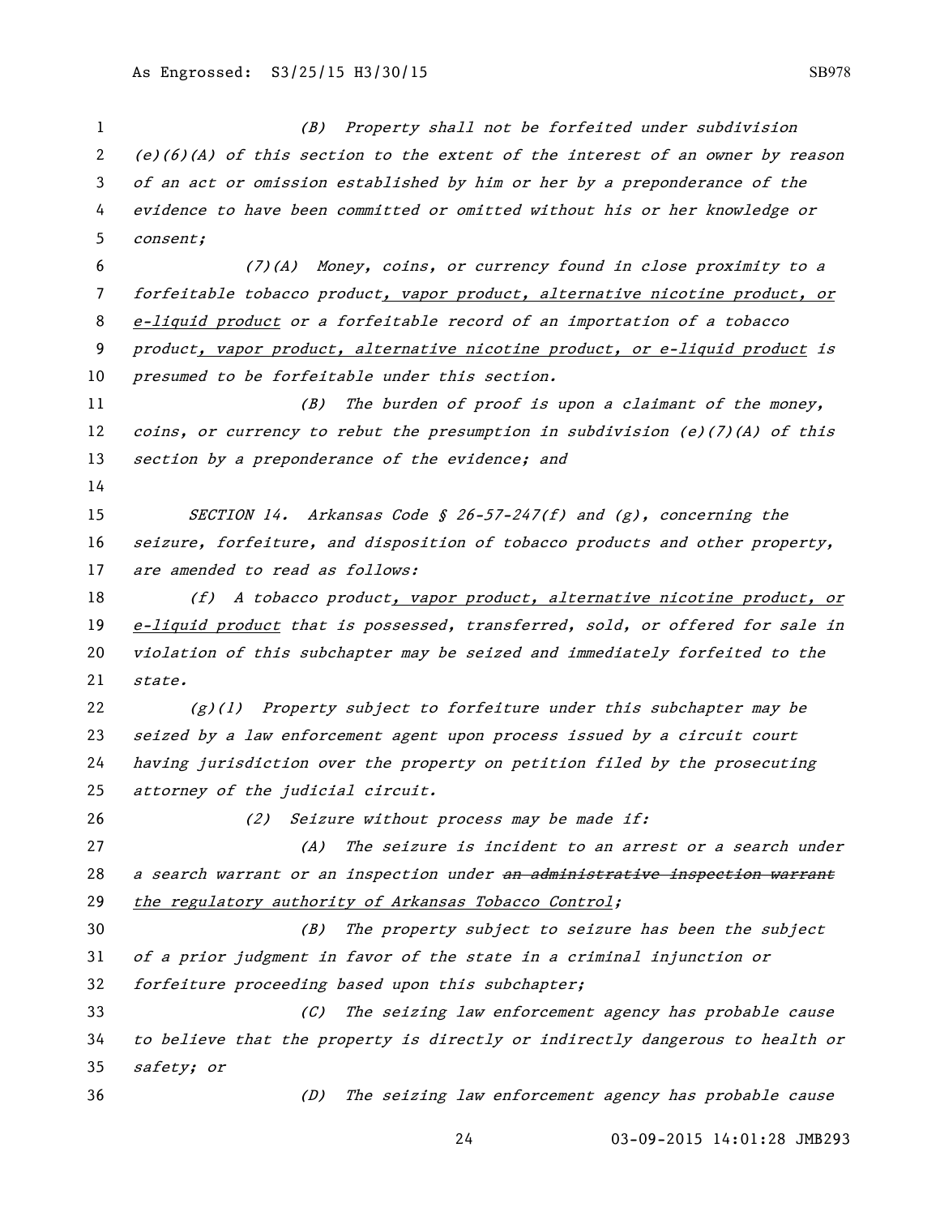(B) Property shall not be forfeited under subdivision (e)(6)(A) of this section to the extent of the interest of an owner by reason of an act or omission established by him or her by a preponderance of the evidence to have been committed or omitted without his or her knowledge or consent;

(7)(A) Money, coins, or currency found in close proximity to a forfeitable tobacco product, vapor product, alternative nicotine product, or e-liquid product or a forfeitable record of an importation of a tobacco product, vapor product, alternative nicotine product, or e-liquid product is presumed to be forfeitable under this section.

(B) The burden of proof is upon a claimant of the money, coins, or currency to rebut the presumption in subdivision (e)(7)(A) of this section by a preponderance of the evidence; and

SECTION 14. Arkansas Code § 26-57-247(f) and (g), concerning the seizure, forfeiture, and disposition of tobacco products and other property, are amended to read as follows:

(f) A tobacco product, vapor product, alternative nicotine product, or e-liquid product that is possessed, transferred, sold, or offered for sale in violation of this subchapter may be seized and immediately forfeited to the state.

(g)(1) Property subject to forfeiture under this subchapter may be seized by a law enforcement agent upon process issued by a circuit court having jurisdiction over the property on petition filed by the prosecuting attorney of the judicial circuit.

(2) Seizure without process may be made if:

(A) The seizure is incident to an arrest or a search under a search warrant or an inspection under ~~an administrative inspection warrant~~ the regulatory authority of Arkansas Tobacco Control;

(B) The property subject to seizure has been the subject of a prior judgment in favor of the state in a criminal injunction or forfeiture proceeding based upon this subchapter;

(C) The seizing law enforcement agency has probable cause to believe that the property is directly or indirectly dangerous to health or safety; or

(D) The seizing law enforcement agency has probable cause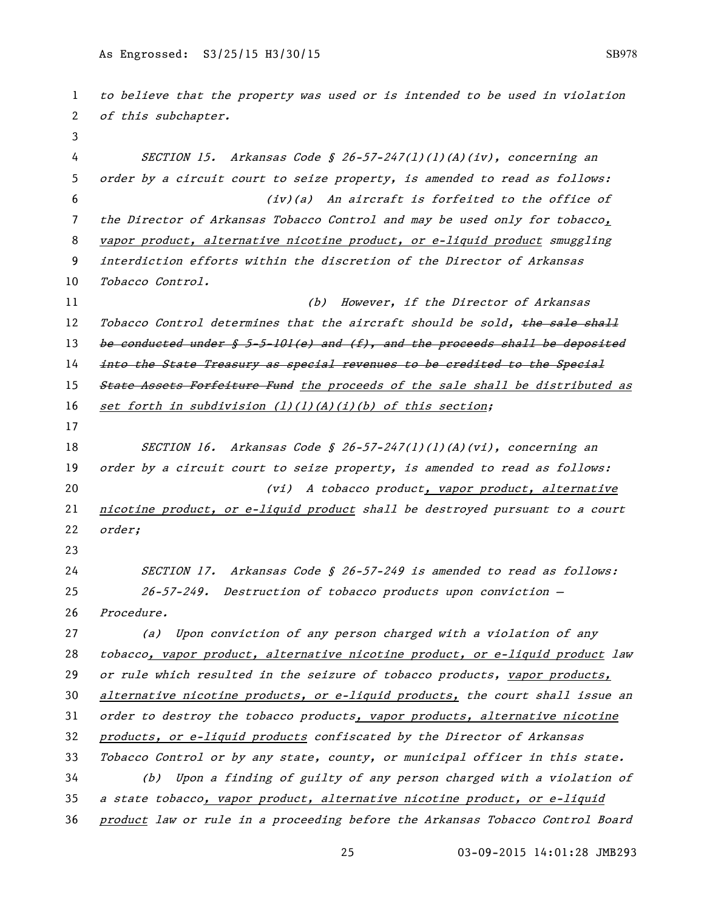to believe that the property was used or is intended to be used in violation of this subchapter.

SECTION 15. Arkansas Code § 26-57-247(l)(1)(A)(iv), concerning an order by a circuit court to seize property, is amended to read as follows:

(iv)(a) An aircraft is forfeited to the office of the Director of Arkansas Tobacco Control and may be used only for tobacco, vapor product, alternative nicotine product, or e-liquid product smuggling interdiction efforts within the discretion of the Director of Arkansas Tobacco Control.

(b) However, if the Director of Arkansas Tobacco Control determines that the aircraft should be sold, ~~the sale shall be conducted under § 5-5-101(e) and (f), and the proceeds shall be deposited into the State Treasury as special revenues to be credited to the Special State Assets Forfeiture Fund~~ the proceeds of the sale shall be distributed as set forth in subdivision (l)(1)(A)(i)(b) of this section;

SECTION 16. Arkansas Code § 26-57-247(l)(1)(A)(vi), concerning an order by a circuit court to seize property, is amended to read as follows:

(vi) A tobacco product, vapor product, alternative nicotine product, or e-liquid product shall be destroyed pursuant to a court order;

SECTION 17. Arkansas Code § 26-57-249 is amended to read as follows:

26-57-249. Destruction of tobacco products upon conviction — Procedure.

(a) Upon conviction of any person charged with a violation of any tobacco, vapor product, alternative nicotine product, or e-liquid product law or rule which resulted in the seizure of tobacco products, vapor products, alternative nicotine products, or e-liquid products, the court shall issue an order to destroy the tobacco products, vapor products, alternative nicotine products, or e-liquid products confiscated by the Director of Arkansas Tobacco Control or by any state, county, or municipal officer in this state.

(b) Upon a finding of guilty of any person charged with a violation of a state tobacco, vapor product, alternative nicotine product, or e-liquid product law or rule in a proceeding before the Arkansas Tobacco Control Board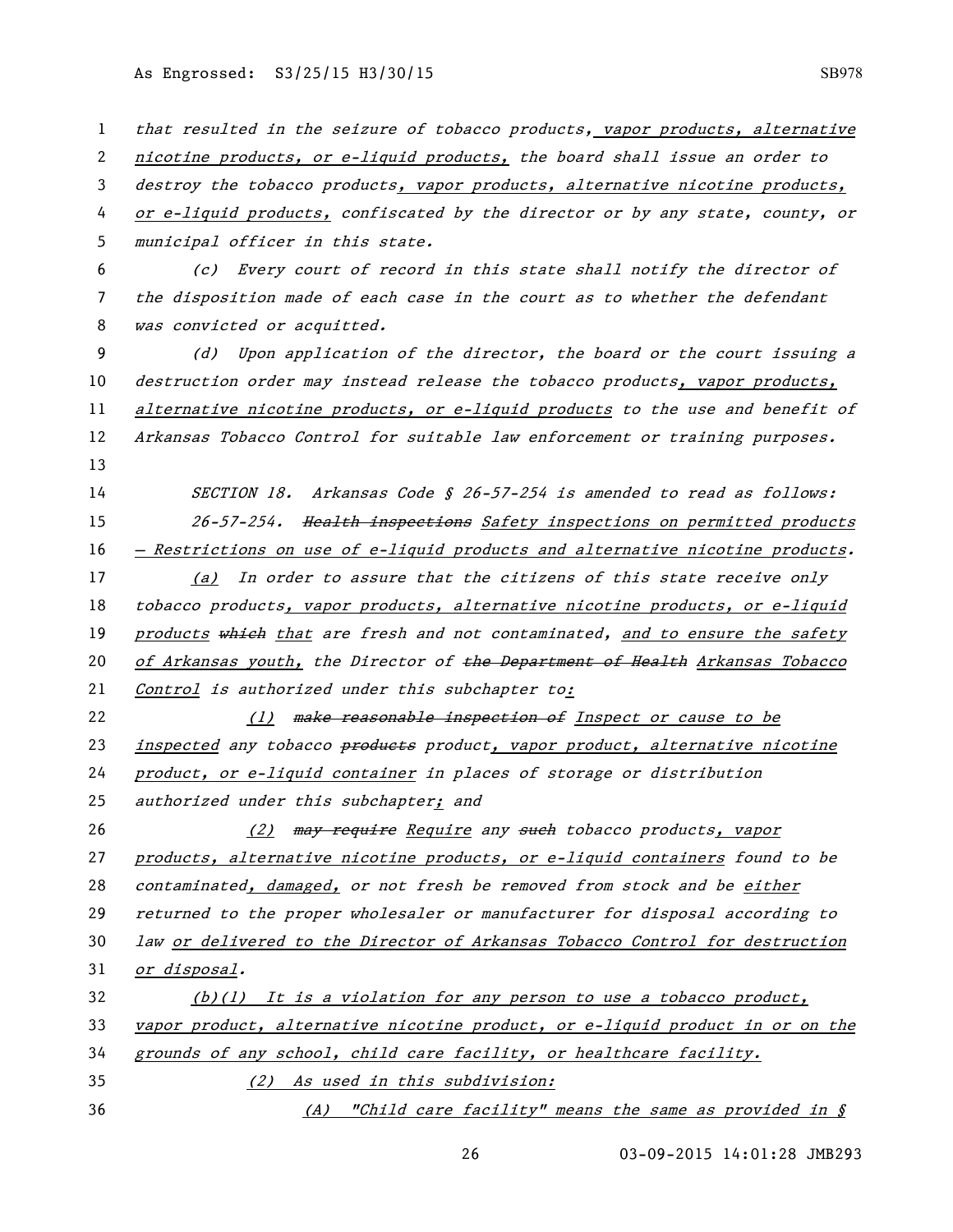that resulted in the seizure of tobacco products, vapor products, alternative nicotine products, or e-liquid products, the board shall issue an order to destroy the tobacco products, vapor products, alternative nicotine products, or e-liquid products, confiscated by the director or by any state, county, or municipal officer in this state.

(c) Every court of record in this state shall notify the director of the disposition made of each case in the court as to whether the defendant was convicted or acquitted.

(d) Upon application of the director, the board or the court issuing a destruction order may instead release the tobacco products, vapor products, alternative nicotine products, or e-liquid products to the use and benefit of Arkansas Tobacco Control for suitable law enforcement or training purposes.

SECTION 18. Arkansas Code § 26-57-254 is amended to read as follows:

26-57-254. ~~Health inspections~~ Safety inspections on permitted products — Restrictions on use of e-liquid products and alternative nicotine products.

(a) In order to assure that the citizens of this state receive only tobacco products, vapor products, alternative nicotine products, or e-liquid products ~~which~~ that are fresh and not contaminated, and to ensure the safety of Arkansas youth, the Director of ~~the Department of Health~~ Arkansas Tobacco Control is authorized under this subchapter to:

(1) ~~make reasonable inspection of~~ Inspect or cause to be inspected any tobacco ~~products~~ product, vapor product, alternative nicotine product, or e-liquid container in places of storage or distribution authorized under this subchapter; and

(2) ~~may require~~ Require any ~~such~~ tobacco products, vapor products, alternative nicotine products, or e-liquid containers found to be contaminated, damaged, or not fresh be removed from stock and be either returned to the proper wholesaler or manufacturer for disposal according to law or delivered to the Director of Arkansas Tobacco Control for destruction or disposal.

(b)(1) It is a violation for any person to use a tobacco product, vapor product, alternative nicotine product, or e-liquid product in or on the grounds of any school, child care facility, or healthcare facility.

(2) As used in this subdivision:

(A) "Child care facility" means the same as provided in §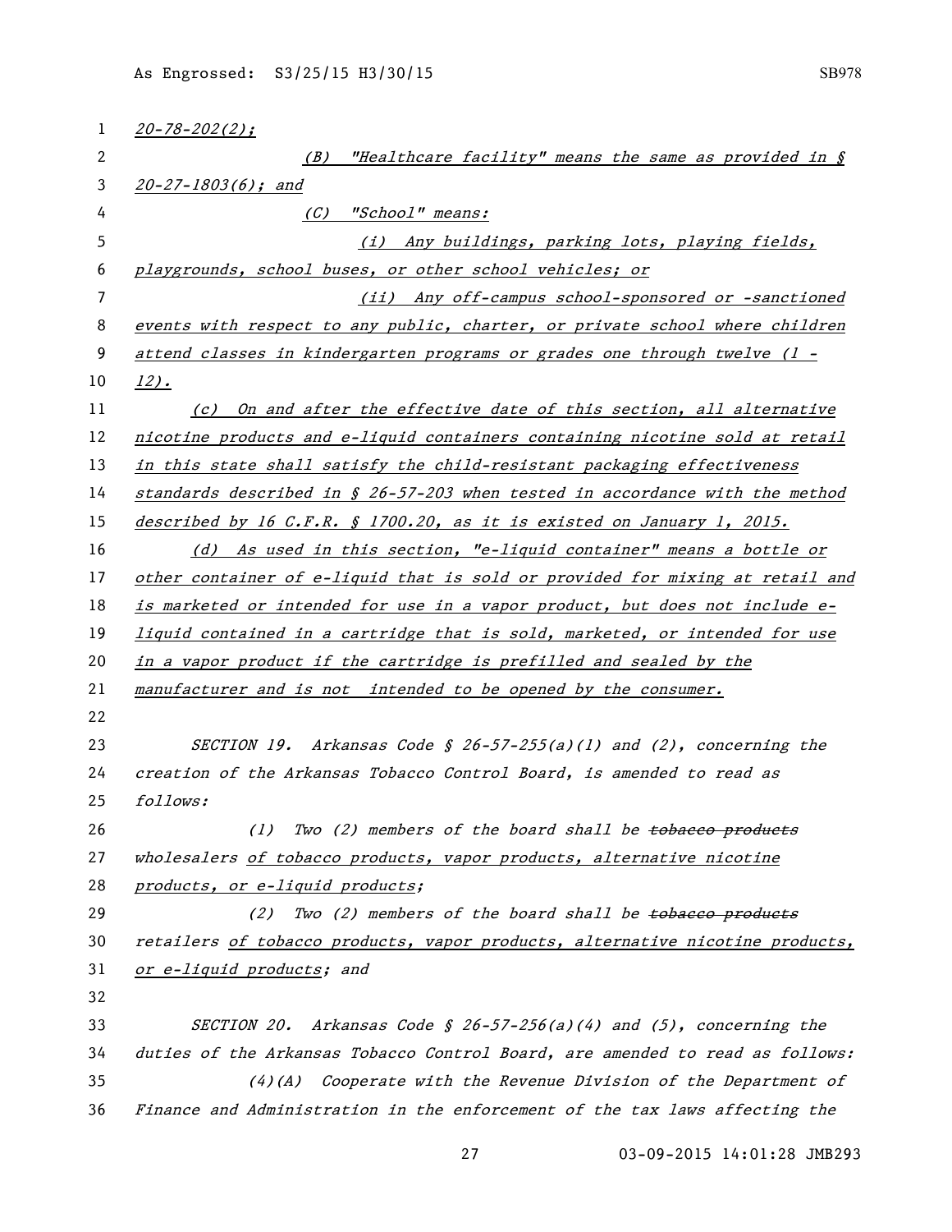*20-78-202(2);*

*(B) "Healthcare facility" means the same as provided in § 20-27-1803(6); and*

*(C) "School" means:*

*(i) Any buildings, parking lots, playing fields, playgrounds, school buses, or other school vehicles; or*

*(ii) Any off-campus school-sponsored or -sanctioned events with respect to any public, charter, or private school where children attend classes in kindergarten programs or grades one through twelve (1 - 12).*

*(c) On and after the effective date of this section, all alternative nicotine products and e-liquid containers containing nicotine sold at retail in this state shall satisfy the child-resistant packaging effectiveness standards described in § 26-57-203 when tested in accordance with the method described by 16 C.F.R. § 1700.20, as it is existed on January 1, 2015.*

*(d) As used in this section, "e-liquid container" means a bottle or other container of e-liquid that is sold or provided for mixing at retail and is marketed or intended for use in a vapor product, but does not include e-liquid contained in a cartridge that is sold, marketed, or intended for use in a vapor product if the cartridge is prefilled and sealed by the manufacturer and is not intended to be opened by the consumer.*

SECTION 19. Arkansas Code § 26-57-255(a)(1) and (2), concerning the creation of the Arkansas Tobacco Control Board, is amended to read as follows:

(1) Two (2) members of the board shall be ~~tobacco products~~ wholesalers *of tobacco products, vapor products, alternative nicotine products, or e-liquid products*;

(2) Two (2) members of the board shall be ~~tobacco products~~ retailers *of tobacco products, vapor products, alternative nicotine products, or e-liquid products*; and

SECTION 20. Arkansas Code § 26-57-256(a)(4) and (5), concerning the duties of the Arkansas Tobacco Control Board, are amended to read as follows:

(4)(A) Cooperate with the Revenue Division of the Department of Finance and Administration in the enforcement of the tax laws affecting the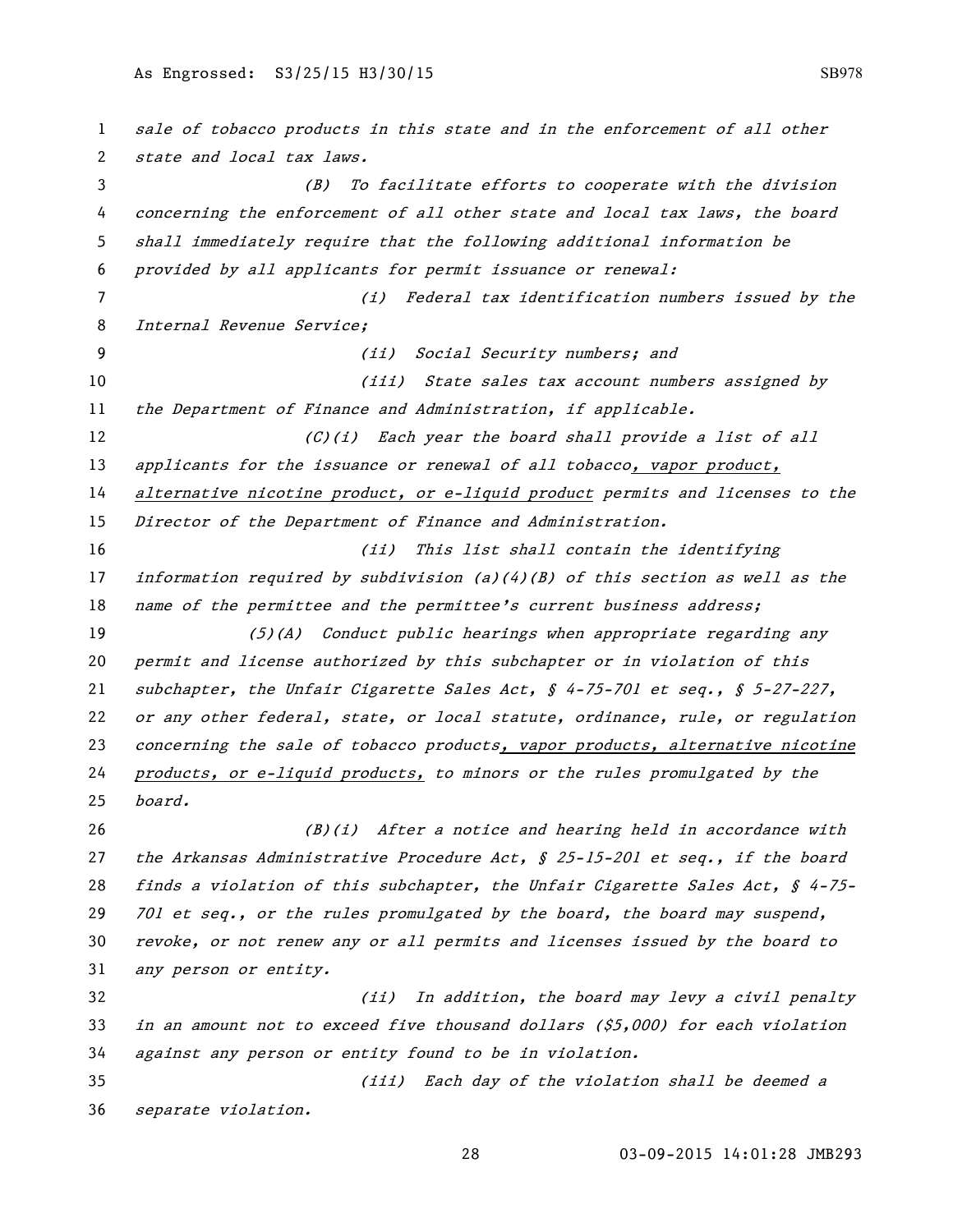*sale of tobacco products in this state and in the enforcement of all other state and local tax laws.*

*(B) To facilitate efforts to cooperate with the division concerning the enforcement of all other state and local tax laws, the board shall immediately require that the following additional information be provided by all applicants for permit issuance or renewal:*

*(i) Federal tax identification numbers issued by the Internal Revenue Service;*

*(ii) Social Security numbers; and*

*(iii) State sales tax account numbers assigned by the Department of Finance and Administration, if applicable.*

*(C)(i) Each year the board shall provide a list of all applicants for the issuance or renewal of all tobacco, vapor product, alternative nicotine product, or e-liquid product permits and licenses to the Director of the Department of Finance and Administration.*

*(ii) This list shall contain the identifying information required by subdivision (a)(4)(B) of this section as well as the name of the permittee and the permittee's current business address;*

*(5)(A) Conduct public hearings when appropriate regarding any permit and license authorized by this subchapter or in violation of this subchapter, the Unfair Cigarette Sales Act, § 4-75-701 et seq., § 5-27-227, or any other federal, state, or local statute, ordinance, rule, or regulation concerning the sale of tobacco products, vapor products, alternative nicotine products, or e-liquid products, to minors or the rules promulgated by the board.*

*(B)(i) After a notice and hearing held in accordance with the Arkansas Administrative Procedure Act, § 25-15-201 et seq., if the board finds a violation of this subchapter, the Unfair Cigarette Sales Act, § 4-75-701 et seq., or the rules promulgated by the board, the board may suspend, revoke, or not renew any or all permits and licenses issued by the board to any person or entity.*

*(ii) In addition, the board may levy a civil penalty in an amount not to exceed five thousand dollars ($5,000) for each violation against any person or entity found to be in violation.*

*(iii) Each day of the violation shall be deemed a separate violation.*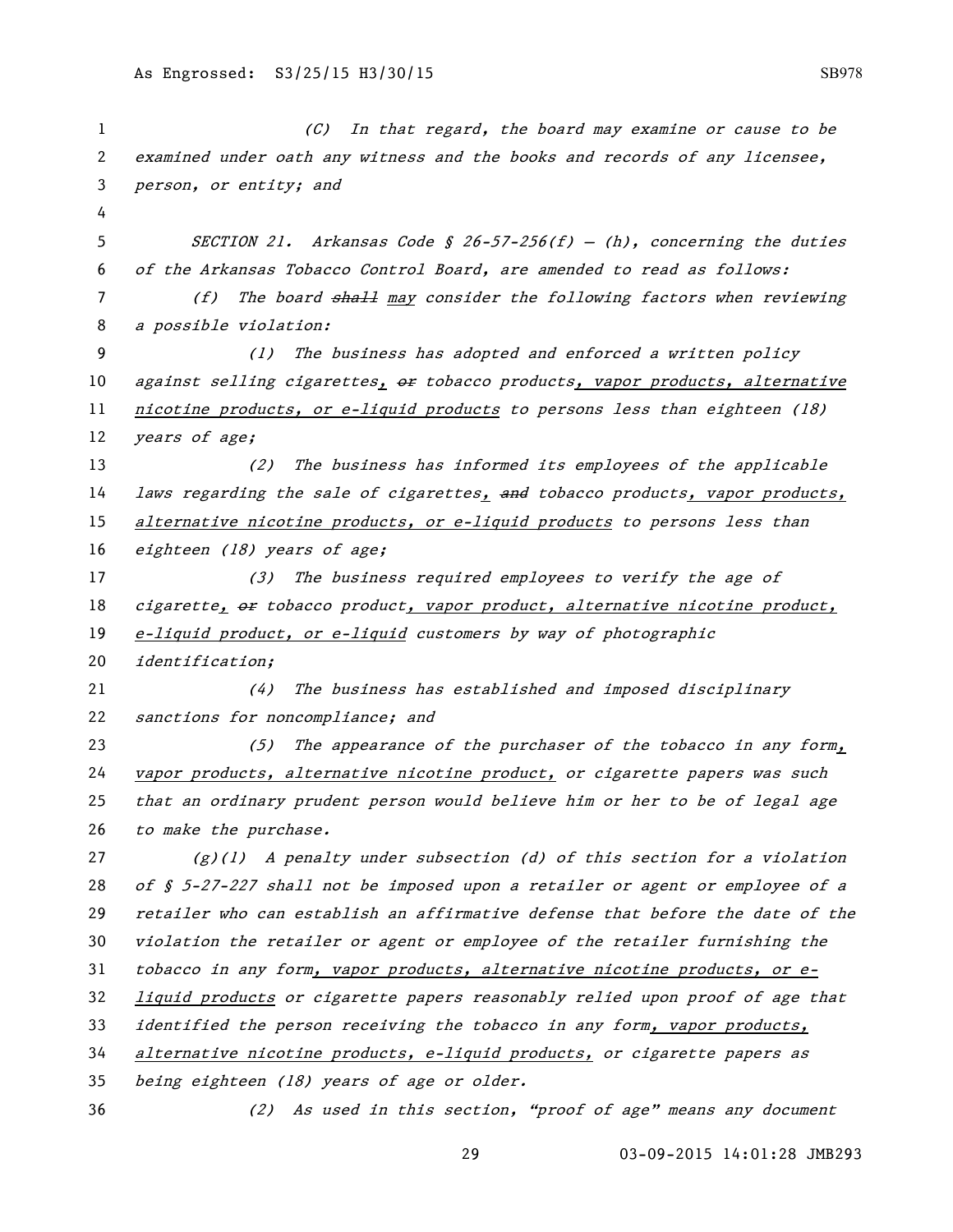*(C) In that regard, the board may examine or cause to be examined under oath any witness and the books and records of any licensee, person, or entity; and*

*SECTION 21. Arkansas Code § 26-57-256(f) — (h), concerning the duties of the Arkansas Tobacco Control Board, are amended to read as follows:*

*(f) The board ~~shall~~ may consider the following factors when reviewing a possible violation:*

*(1) The business has adopted and enforced a written policy against selling cigarettes, ~~or~~ tobacco products, vapor products, alternative nicotine products, or e-liquid products to persons less than eighteen (18) years of age;*

*(2) The business has informed its employees of the applicable laws regarding the sale of cigarettes, ~~and~~ tobacco products, vapor products, alternative nicotine products, or e-liquid products to persons less than eighteen (18) years of age;*

*(3) The business required employees to verify the age of cigarette, ~~or~~ tobacco product, vapor product, alternative nicotine product, e-liquid product, or e-liquid customers by way of photographic identification;*

*(4) The business has established and imposed disciplinary sanctions for noncompliance; and*

*(5) The appearance of the purchaser of the tobacco in any form, vapor products, alternative nicotine product, or cigarette papers was such that an ordinary prudent person would believe him or her to be of legal age to make the purchase.*

*(g)(1) A penalty under subsection (d) of this section for a violation of § 5-27-227 shall not be imposed upon a retailer or agent or employee of a retailer who can establish an affirmative defense that before the date of the violation the retailer or agent or employee of the retailer furnishing the tobacco in any form, vapor products, alternative nicotine products, or e-liquid products or cigarette papers reasonably relied upon proof of age that identified the person receiving the tobacco in any form, vapor products, alternative nicotine products, e-liquid products, or cigarette papers as being eighteen (18) years of age or older.*

*(2) As used in this section, "proof of age" means any document*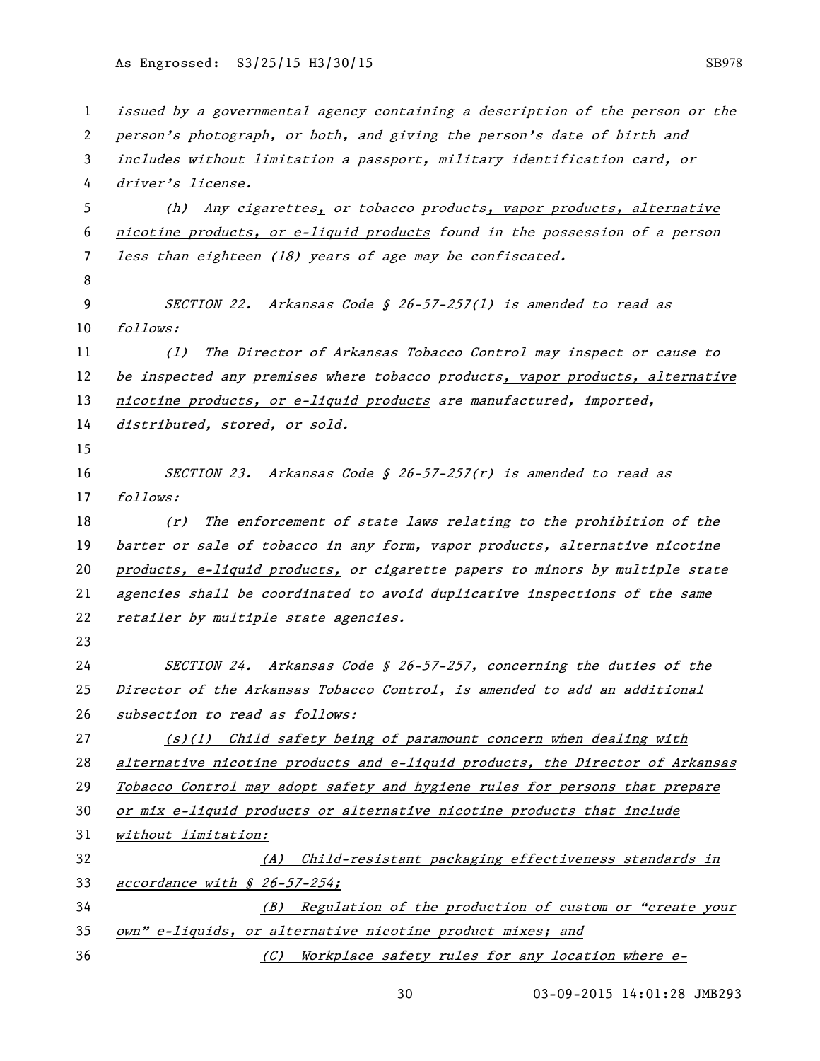issued by a governmental agency containing a description of the person or the person's photograph, or both, and giving the person's date of birth and includes without limitation a passport, military identification card, or driver's license.

(h) Any cigarettes, ~~or~~ tobacco products, vapor products, alternative nicotine products, or e-liquid products found in the possession of a person less than eighteen (18) years of age may be confiscated.

SECTION 22. Arkansas Code § 26-57-257(l) is amended to read as follows:

(l) The Director of Arkansas Tobacco Control may inspect or cause to be inspected any premises where tobacco products, vapor products, alternative nicotine products, or e-liquid products are manufactured, imported, distributed, stored, or sold.

SECTION 23. Arkansas Code § 26-57-257(r) is amended to read as follows:

(r) The enforcement of state laws relating to the prohibition of the barter or sale of tobacco in any form, vapor products, alternative nicotine products, e-liquid products, or cigarette papers to minors by multiple state agencies shall be coordinated to avoid duplicative inspections of the same retailer by multiple state agencies.

SECTION 24. Arkansas Code § 26-57-257, concerning the duties of the Director of the Arkansas Tobacco Control, is amended to add an additional subsection to read as follows:

(s)(1) Child safety being of paramount concern when dealing with alternative nicotine products and e-liquid products, the Director of Arkansas Tobacco Control may adopt safety and hygiene rules for persons that prepare or mix e-liquid products or alternative nicotine products that include without limitation:

(A) Child-resistant packaging effectiveness standards in accordance with § 26-57-254;

(B) Regulation of the production of custom or "create your own" e-liquids, or alternative nicotine product mixes; and

(C) Workplace safety rules for any location where e-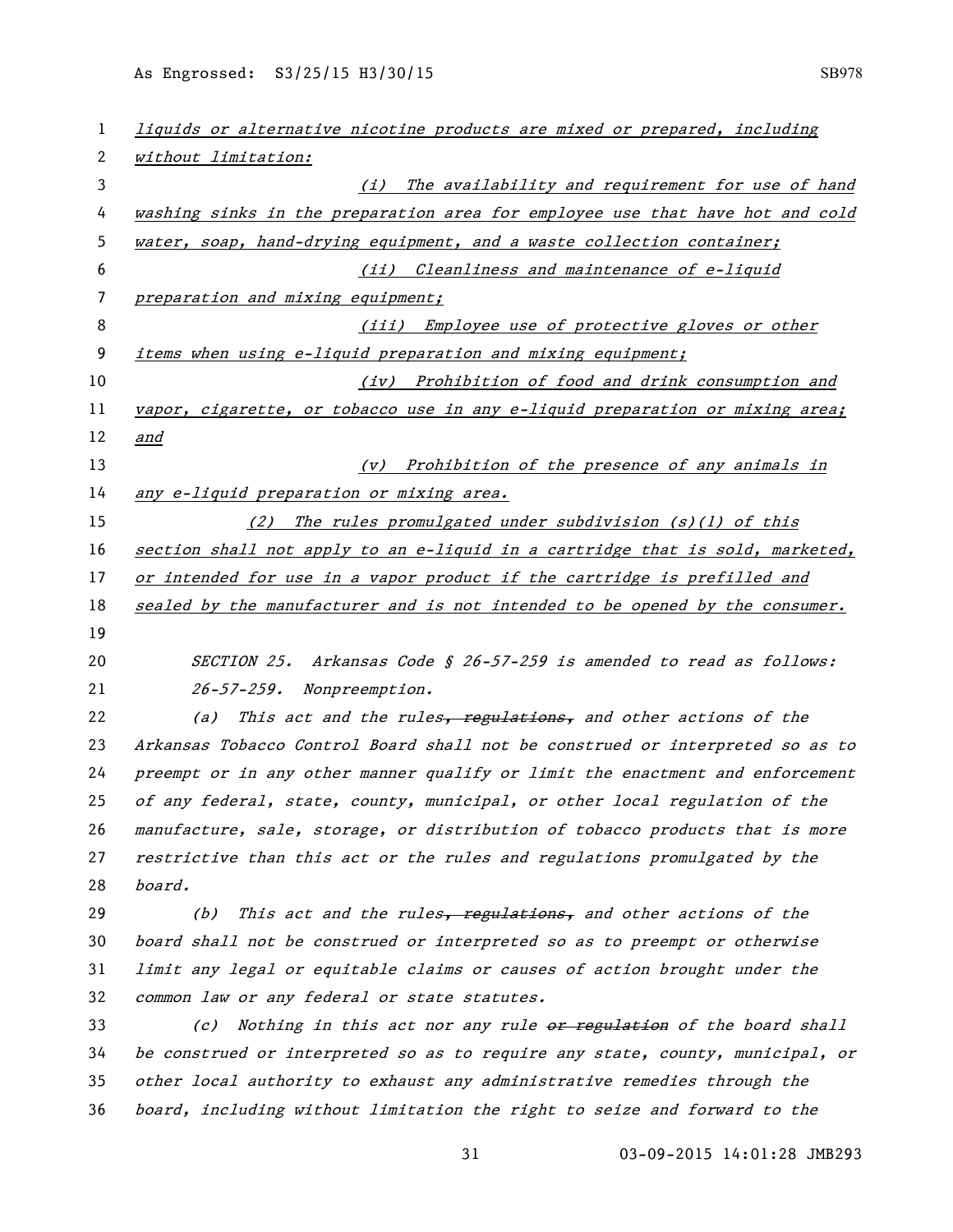liquids or alternative nicotine products are mixed or prepared, including without limitation:

(i) The availability and requirement for use of hand washing sinks in the preparation area for employee use that have hot and cold water, soap, hand-drying equipment, and a waste collection container;

(ii) Cleanliness and maintenance of e-liquid preparation and mixing equipment;

(iii) Employee use of protective gloves or other items when using e-liquid preparation and mixing equipment;

(iv) Prohibition of food and drink consumption and vapor, cigarette, or tobacco use in any e-liquid preparation or mixing area; and

(v) Prohibition of the presence of any animals in any e-liquid preparation or mixing area.

(2) The rules promulgated under subdivision (s)(1) of this section shall not apply to an e-liquid in a cartridge that is sold, marketed, or intended for use in a vapor product if the cartridge is prefilled and sealed by the manufacturer and is not intended to be opened by the consumer.

SECTION 25. Arkansas Code § 26-57-259 is amended to read as follows:

26-57-259. Nonpreemption.

(a) This act and the rules~~, regulations,~~ and other actions of the Arkansas Tobacco Control Board shall not be construed or interpreted so as to preempt or in any other manner qualify or limit the enactment and enforcement of any federal, state, county, municipal, or other local regulation of the manufacture, sale, storage, or distribution of tobacco products that is more restrictive than this act or the rules and regulations promulgated by the board.

(b) This act and the rules~~, regulations,~~ and other actions of the board shall not be construed or interpreted so as to preempt or otherwise limit any legal or equitable claims or causes of action brought under the common law or any federal or state statutes.

(c) Nothing in this act nor any rule ~~or regulation~~ of the board shall be construed or interpreted so as to require any state, county, municipal, or other local authority to exhaust any administrative remedies through the board, including without limitation the right to seize and forward to the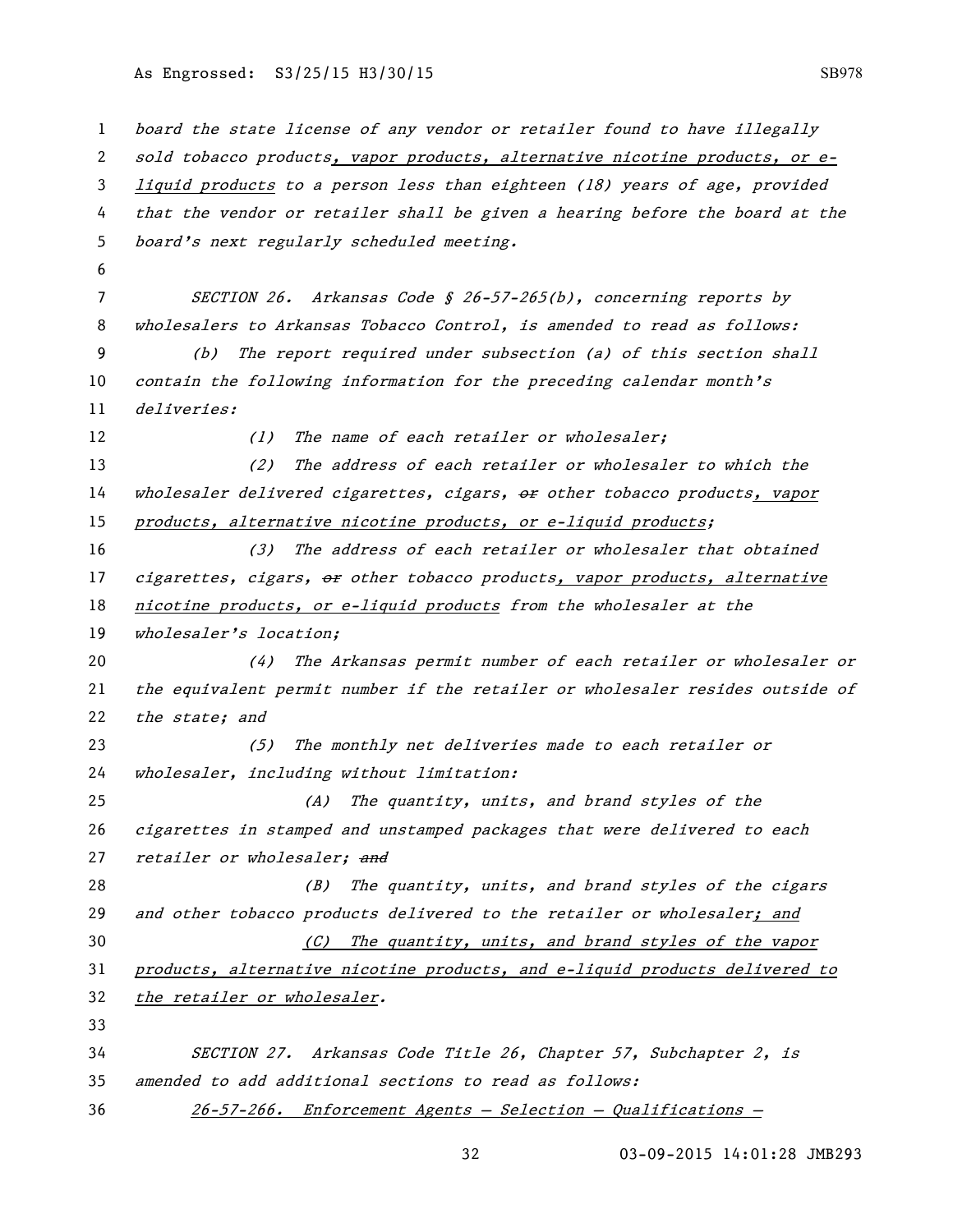board the state license of any vendor or retailer found to have illegally sold tobacco products, vapor products, alternative nicotine products, or e-liquid products to a person less than eighteen (18) years of age, provided that the vendor or retailer shall be given a hearing before the board at the board's next regularly scheduled meeting.

SECTION 26. Arkansas Code § 26-57-265(b), concerning reports by wholesalers to Arkansas Tobacco Control, is amended to read as follows:

(b) The report required under subsection (a) of this section shall contain the following information for the preceding calendar month's deliveries:

(1) The name of each retailer or wholesaler;

(2) The address of each retailer or wholesaler to which the wholesaler delivered cigarettes, cigars, ~~or~~ other tobacco products, vapor products, alternative nicotine products, or e-liquid products;

(3) The address of each retailer or wholesaler that obtained cigarettes, cigars, ~~or~~ other tobacco products, vapor products, alternative nicotine products, or e-liquid products from the wholesaler at the wholesaler's location;

(4) The Arkansas permit number of each retailer or wholesaler or the equivalent permit number if the retailer or wholesaler resides outside of the state; and

(5) The monthly net deliveries made to each retailer or wholesaler, including without limitation:

(A) The quantity, units, and brand styles of the cigarettes in stamped and unstamped packages that were delivered to each retailer or wholesaler; ~~and~~

(B) The quantity, units, and brand styles of the cigars and other tobacco products delivered to the retailer or wholesaler; and

(C) The quantity, units, and brand styles of the vapor products, alternative nicotine products, and e-liquid products delivered to the retailer or wholesaler.

SECTION 27. Arkansas Code Title 26, Chapter 57, Subchapter 2, is amended to add additional sections to read as follows:

26-57-266. Enforcement Agents — Selection — Qualifications —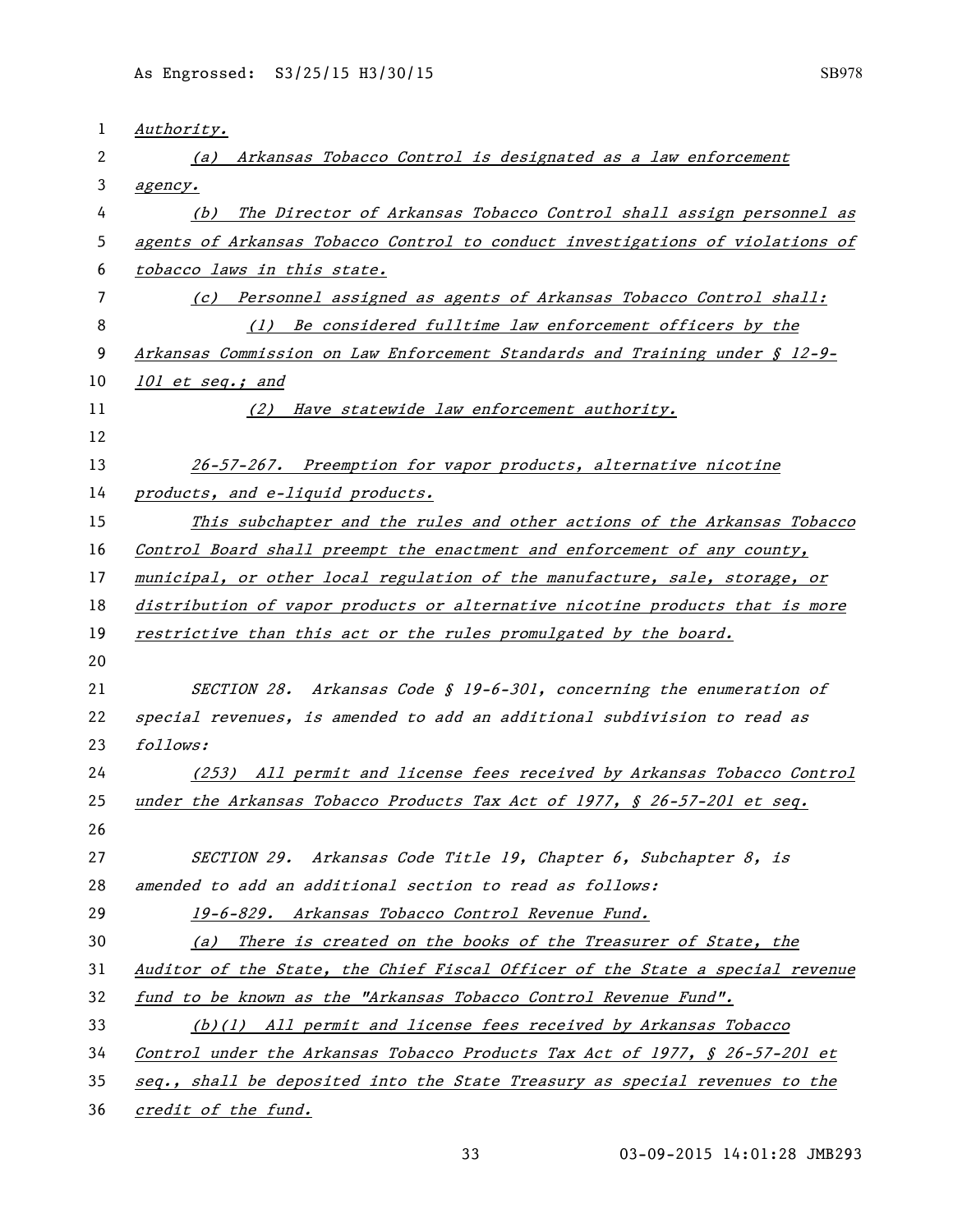*Authority.*

*(a) Arkansas Tobacco Control is designated as a law enforcement agency.*

*(b) The Director of Arkansas Tobacco Control shall assign personnel as agents of Arkansas Tobacco Control to conduct investigations of violations of tobacco laws in this state.*

*(c) Personnel assigned as agents of Arkansas Tobacco Control shall:*

*(1) Be considered fulltime law enforcement officers by the Arkansas Commission on Law Enforcement Standards and Training under § 12-9-101 et seq.; and*

*(2) Have statewide law enforcement authority.*

*26-57-267. Preemption for vapor products, alternative nicotine products, and e-liquid products.*

*This subchapter and the rules and other actions of the Arkansas Tobacco Control Board shall preempt the enactment and enforcement of any county, municipal, or other local regulation of the manufacture, sale, storage, or distribution of vapor products or alternative nicotine products that is more restrictive than this act or the rules promulgated by the board.*

*SECTION 28. Arkansas Code § 19-6-301, concerning the enumeration of special revenues, is amended to add an additional subdivision to read as follows:*

*(253) All permit and license fees received by Arkansas Tobacco Control under the Arkansas Tobacco Products Tax Act of 1977, § 26-57-201 et seq.*

*SECTION 29. Arkansas Code Title 19, Chapter 6, Subchapter 8, is amended to add an additional section to read as follows:*

*19-6-829. Arkansas Tobacco Control Revenue Fund.*

*(a) There is created on the books of the Treasurer of State, the Auditor of the State, the Chief Fiscal Officer of the State a special revenue fund to be known as the "Arkansas Tobacco Control Revenue Fund".*

*(b)(1) All permit and license fees received by Arkansas Tobacco Control under the Arkansas Tobacco Products Tax Act of 1977, § 26-57-201 et seq., shall be deposited into the State Treasury as special revenues to the credit of the fund.*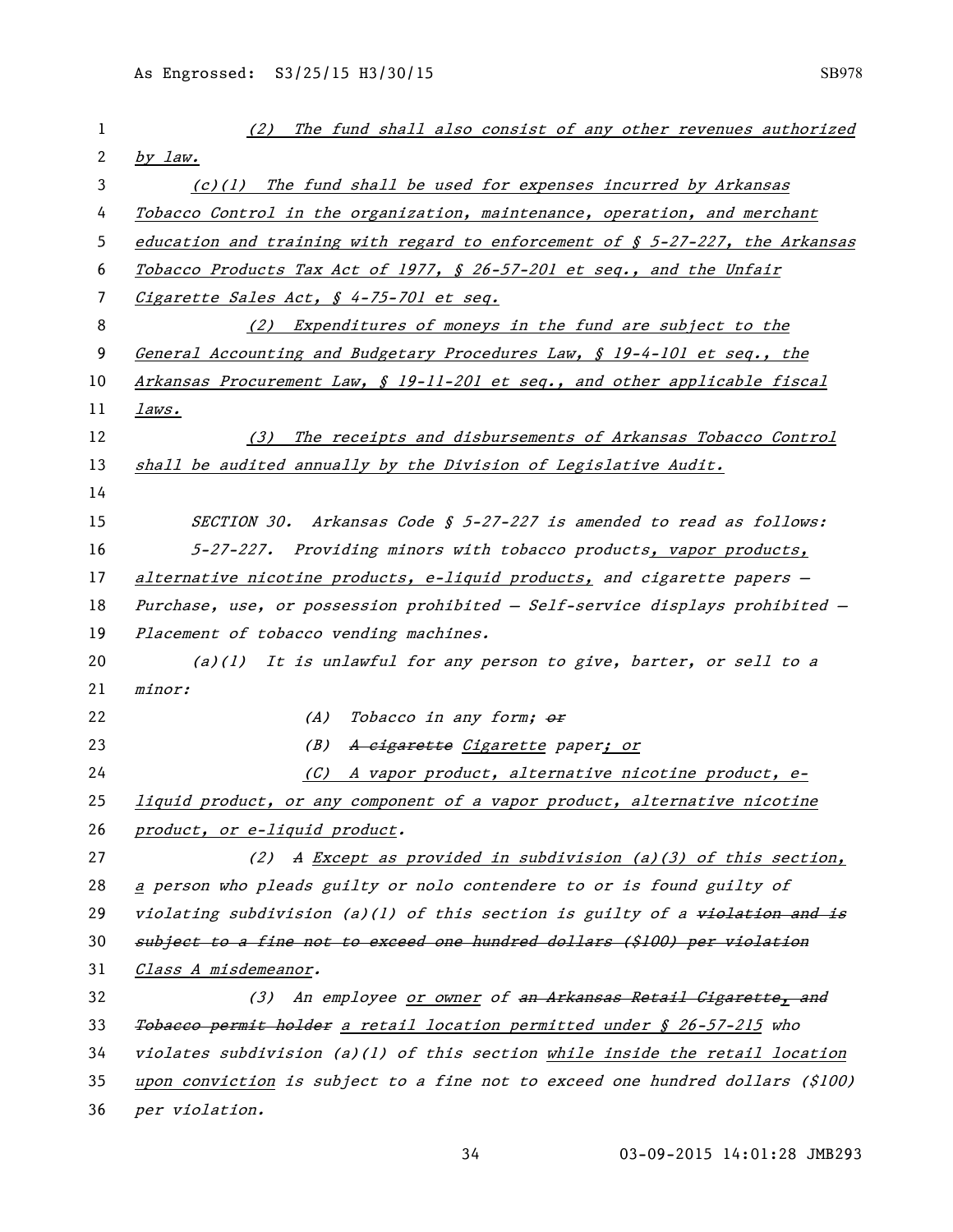(2) The fund shall also consist of any other revenues authorized by law.

(c)(1) The fund shall be used for expenses incurred by Arkansas Tobacco Control in the organization, maintenance, operation, and merchant education and training with regard to enforcement of § 5-27-227, the Arkansas Tobacco Products Tax Act of 1977, § 26-57-201 et seq., and the Unfair Cigarette Sales Act, § 4-75-701 et seq.

(2) Expenditures of moneys in the fund are subject to the General Accounting and Budgetary Procedures Law, § 19-4-101 et seq., the Arkansas Procurement Law, § 19-11-201 et seq., and other applicable fiscal laws.

(3) The receipts and disbursements of Arkansas Tobacco Control shall be audited annually by the Division of Legislative Audit.

SECTION 30. Arkansas Code § 5-27-227 is amended to read as follows:

5-27-227. Providing minors with tobacco products, vapor products, alternative nicotine products, e-liquid products, and cigarette papers — Purchase, use, or possession prohibited — Self-service displays prohibited — Placement of tobacco vending machines.

(a)(1) It is unlawful for any person to give, barter, or sell to a minor:

(A) Tobacco in any form; ~~or~~

(B) ~~A cigarette~~ Cigarette paper; or

(C) A vapor product, alternative nicotine product, e-liquid product, or any component of a vapor product, alternative nicotine product, or e-liquid product.

(2) ~~A~~ Except as provided in subdivision (a)(3) of this section, a person who pleads guilty or nolo contendere to or is found guilty of violating subdivision (a)(1) of this section is guilty of a ~~violation and is subject to a fine not to exceed one hundred dollars ($100) per violation~~ Class A misdemeanor.

(3) An employee or owner of ~~an Arkansas Retail Cigarette, and Tobacco permit holder~~ a retail location permitted under § 26-57-215 who violates subdivision (a)(1) of this section while inside the retail location upon conviction is subject to a fine not to exceed one hundred dollars ($100) per violation.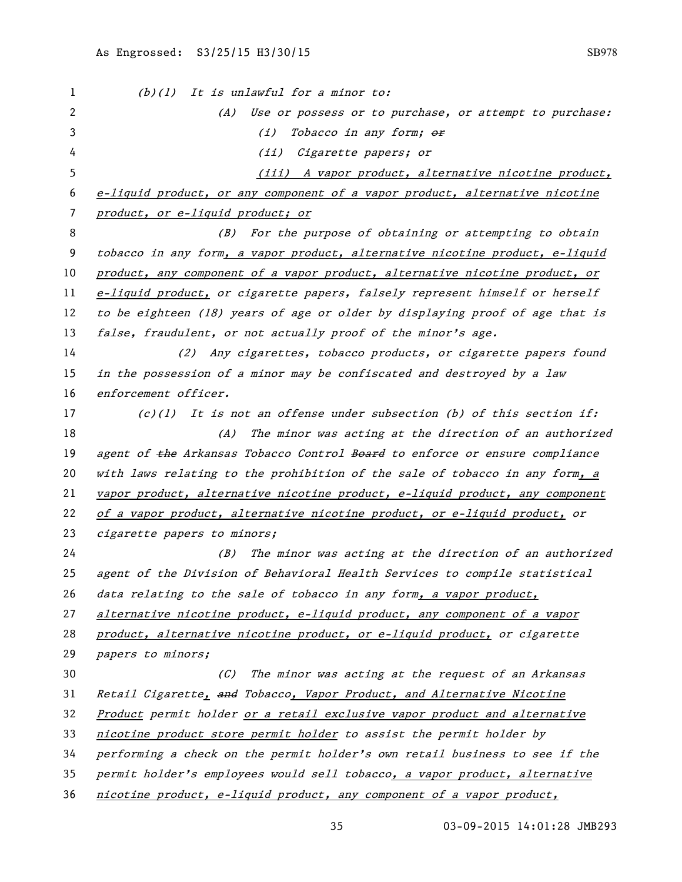*(b)(1) It is unlawful for a minor to:*

*(A) Use or possess or to purchase, or attempt to purchase:*

*(i) Tobacco in any form; ~~or~~*

*(ii) Cigarette papers; or*

*<u>(iii) A vapor product, alternative nicotine product, e-liquid product, or any component of a vapor product, alternative nicotine product, or e-liquid product; or</u>*

*(B) For the purpose of obtaining or attempting to obtain tobacco in any form<u>, a vapor product, alternative nicotine product, e-liquid product, any component of a vapor product, alternative nicotine product, or e-liquid product,</u> or cigarette papers, falsely represent himself or herself to be eighteen (18) years of age or older by displaying proof of age that is false, fraudulent, or not actually proof of the minor's age.*

*(2) Any cigarettes, tobacco products, or cigarette papers found in the possession of a minor may be confiscated and destroyed by a law enforcement officer.*

*(c)(1) It is not an offense under subsection (b) of this section if:*

*(A) The minor was acting at the direction of an authorized agent of ~~the~~ Arkansas Tobacco Control ~~Board~~ to enforce or ensure compliance with laws relating to the prohibition of the sale of tobacco in any form<u>, a vapor product, alternative nicotine product, e-liquid product, any component of a vapor product, alternative nicotine product, or e-liquid product,</u> or cigarette papers to minors;*

*(B) The minor was acting at the direction of an authorized agent of the Division of Behavioral Health Services to compile statistical data relating to the sale of tobacco in any form<u>, a vapor product, alternative nicotine product, e-liquid product, any component of a vapor product, alternative nicotine product, or e-liquid product,</u> or cigarette papers to minors;*

*(C) The minor was acting at the request of an Arkansas Retail Cigarette<u>,</u> ~~and~~ Tobacco<u>, Vapor Product, and Alternative Nicotine Product</u> permit holder <u>or a retail exclusive vapor product and alternative nicotine product store permit holder</u> to assist the permit holder by performing a check on the permit holder's own retail business to see if the permit holder's employees would sell tobacco<u>, a vapor product, alternative nicotine product, e-liquid product, any component of a vapor product,</u>*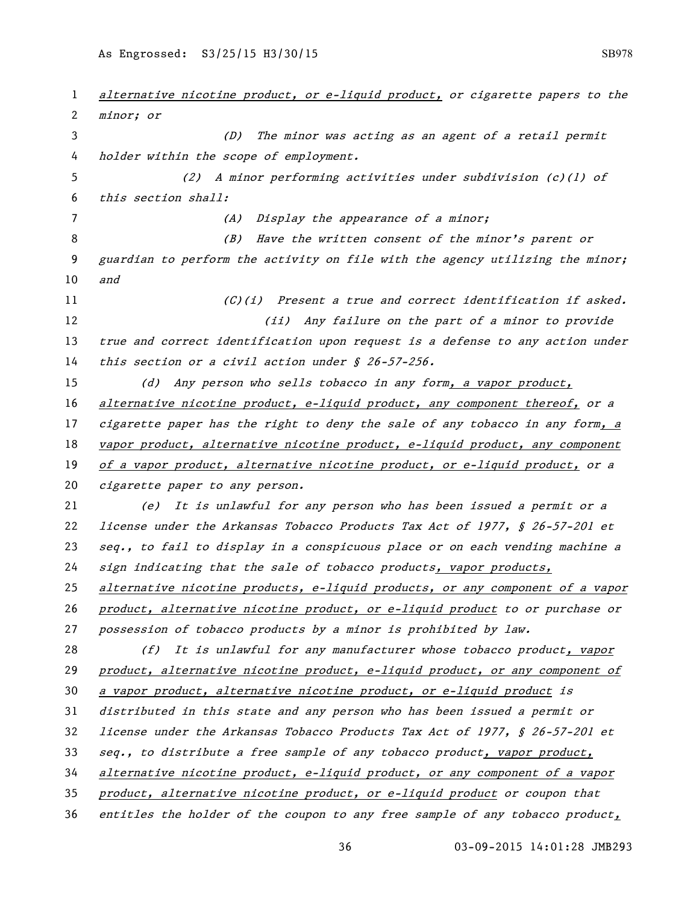alternative nicotine product, or e-liquid product, or cigarette papers to the minor; or

(D) The minor was acting as an agent of a retail permit holder within the scope of employment.

(2) A minor performing activities under subdivision (c)(1) of this section shall:

(A) Display the appearance of a minor;

(B) Have the written consent of the minor's parent or guardian to perform the activity on file with the agency utilizing the minor; and

(C)(i) Present a true and correct identification if asked.

(ii) Any failure on the part of a minor to provide true and correct identification upon request is a defense to any action under this section or a civil action under § 26-57-256.

(d) Any person who sells tobacco in any form, a vapor product, alternative nicotine product, e-liquid product, any component thereof, or a cigarette paper has the right to deny the sale of any tobacco in any form, a vapor product, alternative nicotine product, e-liquid product, any component of a vapor product, alternative nicotine product, or e-liquid product, or a cigarette paper to any person.

(e) It is unlawful for any person who has been issued a permit or a license under the Arkansas Tobacco Products Tax Act of 1977, § 26-57-201 et seq., to fail to display in a conspicuous place or on each vending machine a sign indicating that the sale of tobacco products, vapor products, alternative nicotine products, e-liquid products, or any component of a vapor product, alternative nicotine product, or e-liquid product to or purchase or possession of tobacco products by a minor is prohibited by law.

(f) It is unlawful for any manufacturer whose tobacco product, vapor product, alternative nicotine product, e-liquid product, or any component of a vapor product, alternative nicotine product, or e-liquid product is distributed in this state and any person who has been issued a permit or license under the Arkansas Tobacco Products Tax Act of 1977, § 26-57-201 et seq., to distribute a free sample of any tobacco product, vapor product, alternative nicotine product, e-liquid product, or any component of a vapor product, alternative nicotine product, or e-liquid product or coupon that entitles the holder of the coupon to any free sample of any tobacco product,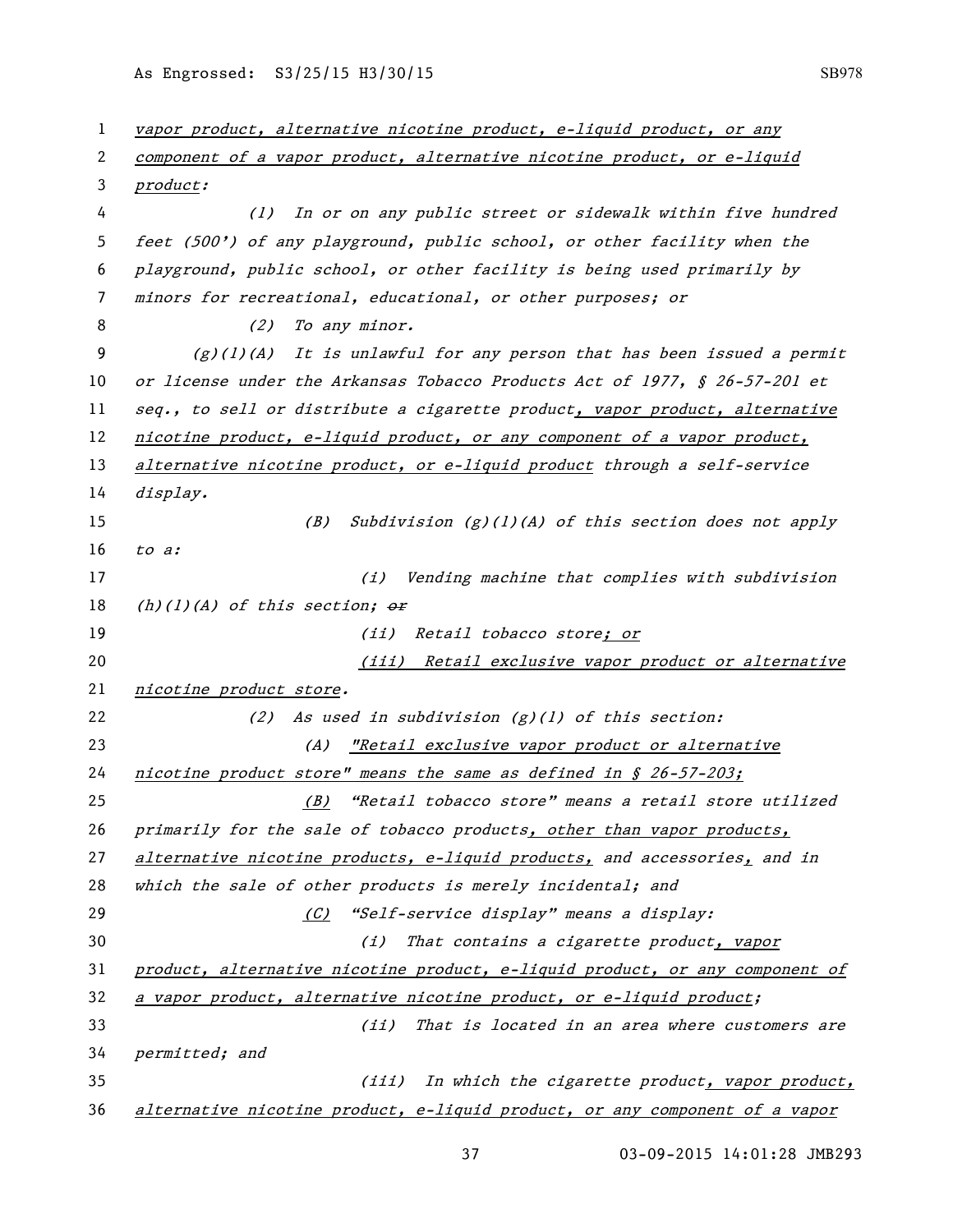vapor product, alternative nicotine product, e-liquid product, or any component of a vapor product, alternative nicotine product, or e-liquid product:

(1) In or on any public street or sidewalk within five hundred feet (500') of any playground, public school, or other facility when the playground, public school, or other facility is being used primarily by minors for recreational, educational, or other purposes; or

(2) To any minor.

(g)(1)(A) It is unlawful for any person that has been issued a permit or license under the Arkansas Tobacco Products Act of 1977, § 26-57-201 et seq., to sell or distribute a cigarette product, vapor product, alternative nicotine product, e-liquid product, or any component of a vapor product, alternative nicotine product, or e-liquid product through a self-service display.

(B) Subdivision (g)(1)(A) of this section does not apply to a:

(i) Vending machine that complies with subdivision (h)(1)(A) of this section; ~~or~~

(ii) Retail tobacco store; or

(iii) Retail exclusive vapor product or alternative nicotine product store.

(2) As used in subdivision (g)(1) of this section:

(A) "Retail exclusive vapor product or alternative nicotine product store" means the same as defined in § 26-57-203;

(B) "Retail tobacco store" means a retail store utilized primarily for the sale of tobacco products, other than vapor products, alternative nicotine products, e-liquid products, and accessories, and in which the sale of other products is merely incidental; and

(C) "Self-service display" means a display:

(i) That contains a cigarette product, vapor product, alternative nicotine product, e-liquid product, or any component of a vapor product, alternative nicotine product, or e-liquid product;

(ii) That is located in an area where customers are permitted; and

(iii) In which the cigarette product, vapor product, alternative nicotine product, e-liquid product, or any component of a vapor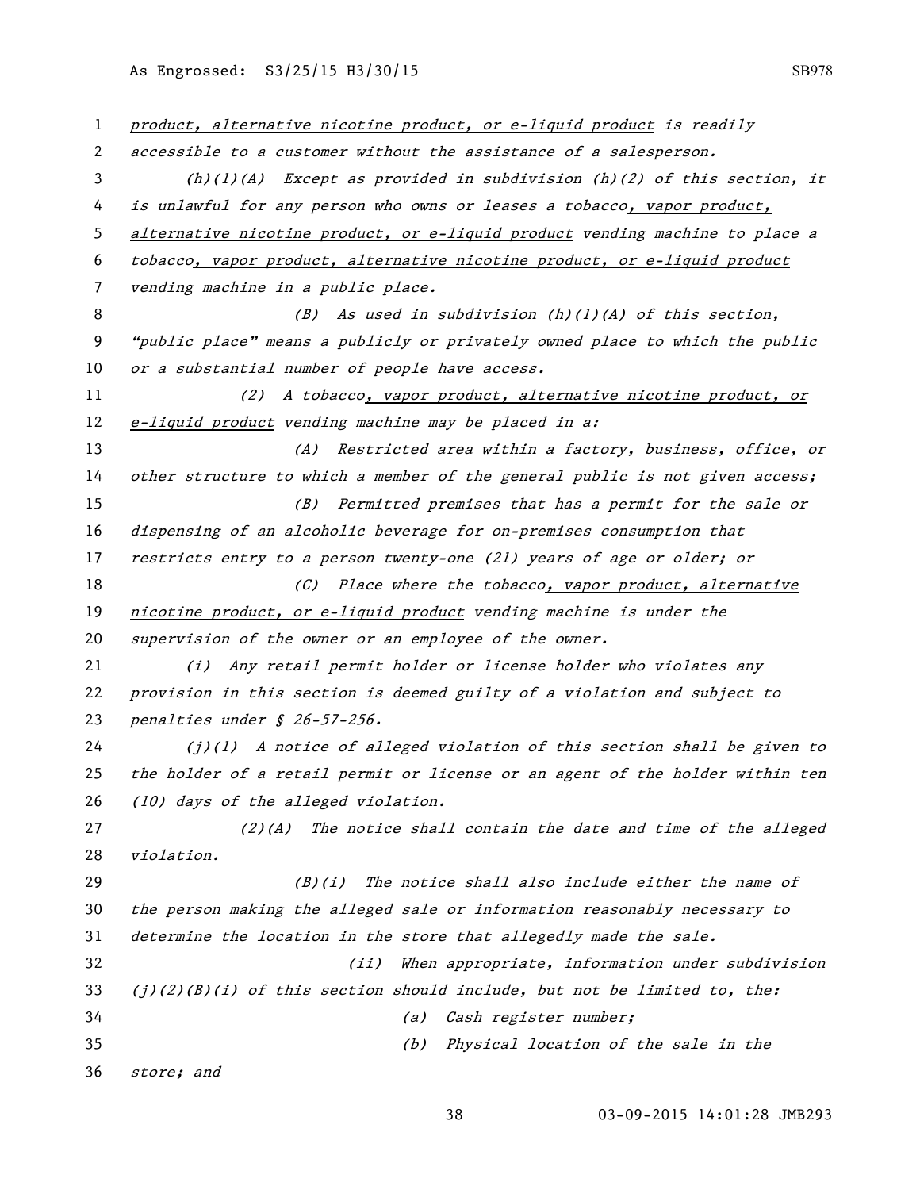*product, alternative nicotine product, or e-liquid product is readily accessible to a customer without the assistance of a salesperson.*

*(h)(1)(A) Except as provided in subdivision (h)(2) of this section, it is unlawful for any person who owns or leases a tobacco, vapor product, alternative nicotine product, or e-liquid product vending machine to place a tobacco, vapor product, alternative nicotine product, or e-liquid product vending machine in a public place.*

*(B) As used in subdivision (h)(1)(A) of this section, "public place" means a publicly or privately owned place to which the public or a substantial number of people have access.*

*(2) A tobacco, vapor product, alternative nicotine product, or e-liquid product vending machine may be placed in a:*

*(A) Restricted area within a factory, business, office, or other structure to which a member of the general public is not given access;*

*(B) Permitted premises that has a permit for the sale or dispensing of an alcoholic beverage for on-premises consumption that restricts entry to a person twenty-one (21) years of age or older; or*

*(C) Place where the tobacco, vapor product, alternative nicotine product, or e-liquid product vending machine is under the supervision of the owner or an employee of the owner.*

*(i) Any retail permit holder or license holder who violates any provision in this section is deemed guilty of a violation and subject to penalties under § 26-57-256.*

*(j)(1) A notice of alleged violation of this section shall be given to the holder of a retail permit or license or an agent of the holder within ten (10) days of the alleged violation.*

*(2)(A) The notice shall contain the date and time of the alleged violation.*

*(B)(i) The notice shall also include either the name of the person making the alleged sale or information reasonably necessary to determine the location in the store that allegedly made the sale.*

*(ii) When appropriate, information under subdivision (j)(2)(B)(i) of this section should include, but not be limited to, the:*

*(a) Cash register number;*

*(b) Physical location of the sale in the store; and*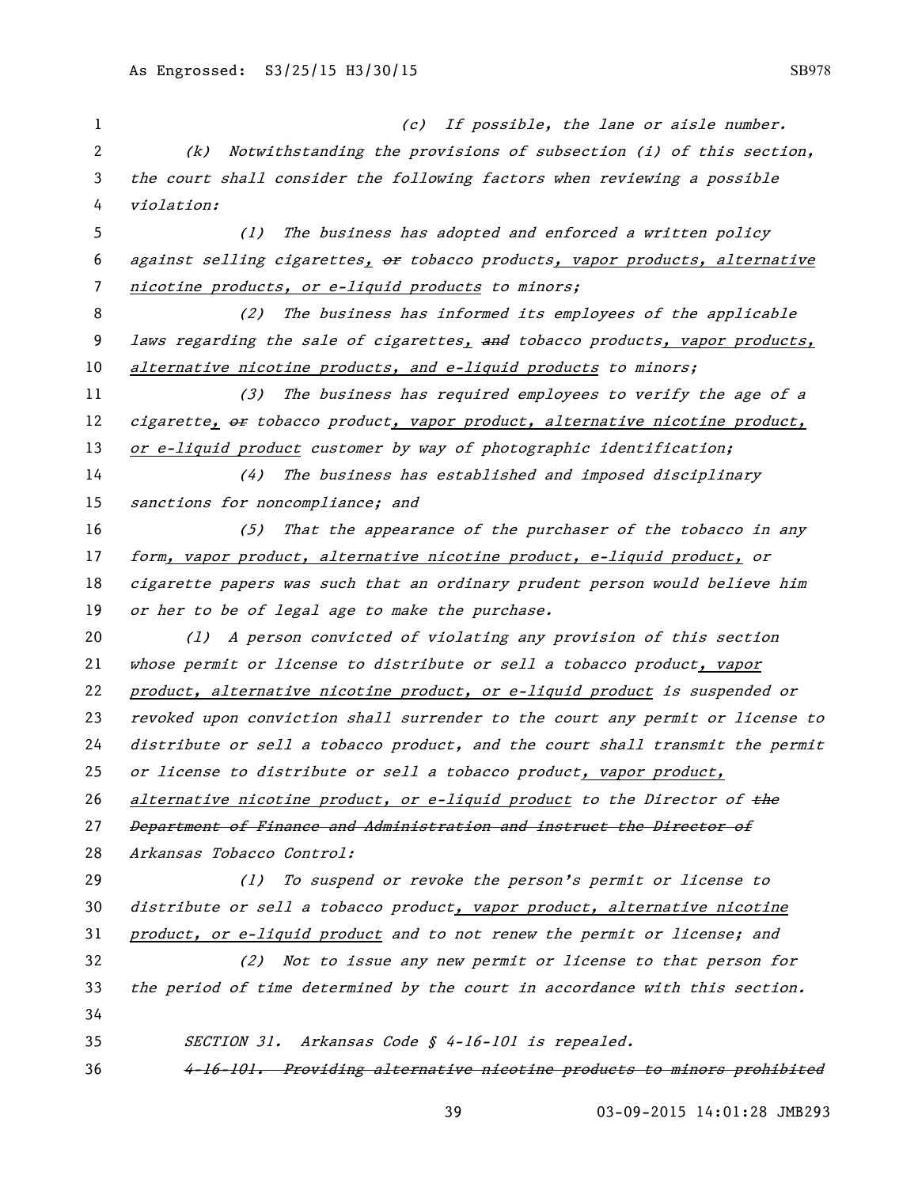*(c) If possible, the lane or aisle number.*

*(k) Notwithstanding the provisions of subsection (i) of this section, the court shall consider the following factors when reviewing a possible violation:*

*(1) The business has adopted and enforced a written policy against selling cigarettes, ~~or~~ tobacco products, vapor products, alternative nicotine products, or e-liquid products to minors;*

*(2) The business has informed its employees of the applicable laws regarding the sale of cigarettes, ~~and~~ tobacco products, vapor products, alternative nicotine products, and e-liquid products to minors;*

*(3) The business has required employees to verify the age of a cigarette, ~~or~~ tobacco product, vapor product, alternative nicotine product, or e-liquid product customer by way of photographic identification;*

*(4) The business has established and imposed disciplinary sanctions for noncompliance; and*

*(5) That the appearance of the purchaser of the tobacco in any form, vapor product, alternative nicotine product, e-liquid product, or cigarette papers was such that an ordinary prudent person would believe him or her to be of legal age to make the purchase.*

*(l) A person convicted of violating any provision of this section whose permit or license to distribute or sell a tobacco product, vapor product, alternative nicotine product, or e-liquid product is suspended or revoked upon conviction shall surrender to the court any permit or license to distribute or sell a tobacco product, and the court shall transmit the permit or license to distribute or sell a tobacco product, vapor product, alternative nicotine product, or e-liquid product to the Director of ~~the Department of Finance and Administration and instruct the Director of~~ Arkansas Tobacco Control:*

*(1) To suspend or revoke the person's permit or license to distribute or sell a tobacco product, vapor product, alternative nicotine product, or e-liquid product and to not renew the permit or license; and*

*(2) Not to issue any new permit or license to that person for the period of time determined by the court in accordance with this section.*

*SECTION 31. Arkansas Code § 4-16-101 is repealed.*

*~~4-16-101. Providing alternative nicotine products to minors prohibited~~*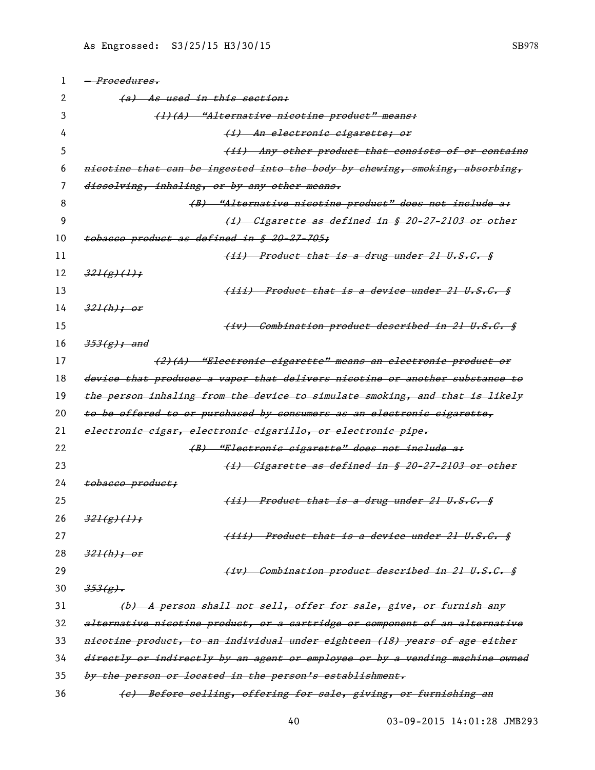~~— Procedures.~~

~~(a) As used in this section:~~

~~(1)(A) "Alternative nicotine product" means:~~

~~(i) An electronic cigarette; or~~

~~(ii) Any other product that consists of or contains nicotine that can be ingested into the body by chewing, smoking, absorbing, dissolving, inhaling, or by any other means.~~

~~(B) "Alternative nicotine product" does not include a:~~

~~(i) Cigarette as defined in § 20-27-2103 or other tobacco product as defined in § 20-27-705;~~

~~(ii) Product that is a drug under 21 U.S.C. § 321(g)(1);~~

~~(iii) Product that is a device under 21 U.S.C. § 321(h); or~~

~~(iv) Combination product described in 21 U.S.C. § 353(g); and~~

~~(2)(A) "Electronic cigarette" means an electronic product or device that produces a vapor that delivers nicotine or another substance to the person inhaling from the device to simulate smoking, and that is likely to be offered to or purchased by consumers as an electronic cigarette, electronic cigar, electronic cigarillo, or electronic pipe.~~

~~(B) "Electronic cigarette" does not include a:~~

~~(i) Cigarette as defined in § 20-27-2103 or other tobacco product;~~

~~(ii) Product that is a drug under 21 U.S.C. § 321(g)(1);~~

~~(iii) Product that is a device under 21 U.S.C. § 321(h); or~~

~~(iv) Combination product described in 21 U.S.C. § 353(g).~~

~~(b) A person shall not sell, offer for sale, give, or furnish any alternative nicotine product, or a cartridge or component of an alternative nicotine product, to an individual under eighteen (18) years of age either directly or indirectly by an agent or employee or by a vending machine owned by the person or located in the person's establishment.~~

~~(c) Before selling, offering for sale, giving, or furnishing an~~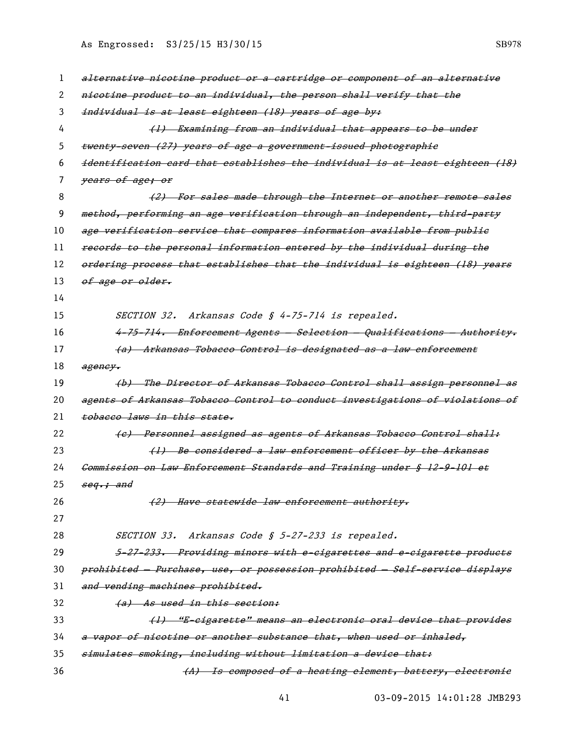~~alternative nicotine product or a cartridge or component of an alternative nicotine product to an individual, the person shall verify that the individual is at least eighteen (18) years of age by:~~

~~(1) Examining from an individual that appears to be under twenty-seven (27) years of age a government-issued photographic identification card that establishes the individual is at least eighteen (18) years of age; or~~

~~(2) For sales made through the Internet or another remote sales method, performing an age verification through an independent, third-party age verification service that compares information available from public records to the personal information entered by the individual during the ordering process that establishes that the individual is eighteen (18) years of age or older.~~

*SECTION 32. Arkansas Code § 4-75-714 is repealed.*

~~4-75-714. Enforcement Agents — Selection — Qualifications — Authority.~~

~~(a) Arkansas Tobacco Control is designated as a law enforcement agency.~~

~~(b) The Director of Arkansas Tobacco Control shall assign personnel as agents of Arkansas Tobacco Control to conduct investigations of violations of tobacco laws in this state.~~

~~(c) Personnel assigned as agents of Arkansas Tobacco Control shall:~~

~~(1) Be considered a law enforcement officer by the Arkansas Commission on Law Enforcement Standards and Training under § 12-9-101 et seq.; and~~

~~(2) Have statewide law enforcement authority.~~

*SECTION 33. Arkansas Code § 5-27-233 is repealed.*

~~5-27-233. Providing minors with e-cigarettes and e-cigarette products prohibited — Purchase, use, or possession prohibited — Self-service displays and vending machines prohibited.~~

~~(a) As used in this section:~~

~~(1) "E-cigarette" means an electronic oral device that provides a vapor of nicotine or another substance that, when used or inhaled, simulates smoking, including without limitation a device that:~~

~~(A) Is composed of a heating element, battery, electronic~~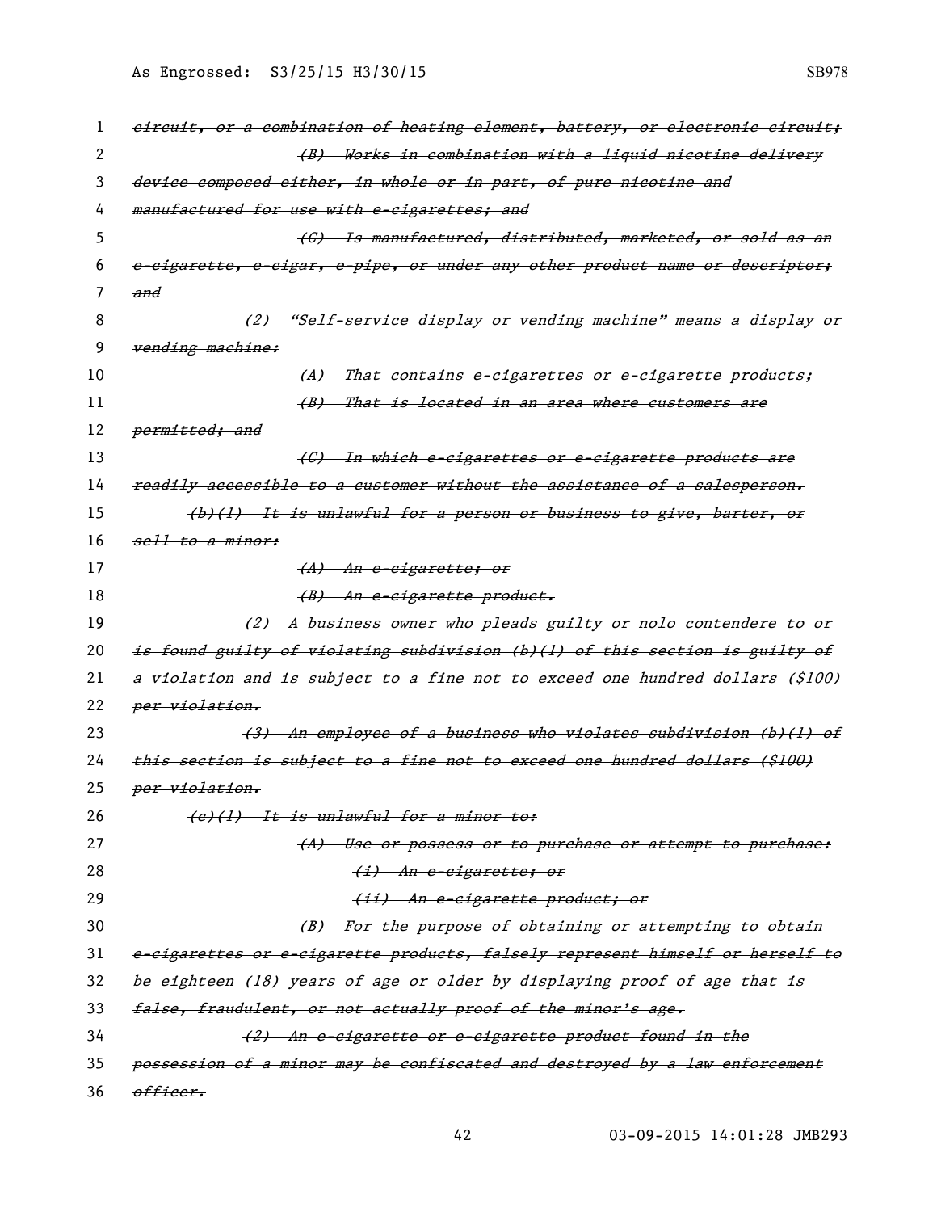~~*circuit, or a combination of heating element, battery, or electronic circuit;*~~

~~*(B) Works in combination with a liquid nicotine delivery device composed either, in whole or in part, of pure nicotine and manufactured for use with e-cigarettes; and*~~

~~*(C) Is manufactured, distributed, marketed, or sold as an e-cigarette, e-cigar, e-pipe, or under any other product name or descriptor; and*~~

~~*(2) "Self-service display or vending machine" means a display or vending machine:*~~

~~*(A) That contains e-cigarettes or e-cigarette products;*~~

~~*(B) That is located in an area where customers are permitted; and*~~

~~*(C) In which e-cigarettes or e-cigarette products are readily accessible to a customer without the assistance of a salesperson.*~~

~~*(b)(1) It is unlawful for a person or business to give, barter, or sell to a minor:*~~

~~*(A) An e-cigarette; or*~~

~~*(B) An e-cigarette product.*~~

~~*(2) A business owner who pleads guilty or nolo contendere to or is found guilty of violating subdivision (b)(1) of this section is guilty of a violation and is subject to a fine not to exceed one hundred dollars ($100) per violation.*~~

~~*(3) An employee of a business who violates subdivision (b)(1) of this section is subject to a fine not to exceed one hundred dollars ($100) per violation.*~~

~~*(c)(1) It is unlawful for a minor to:*~~

~~*(A) Use or possess or to purchase or attempt to purchase:*~~

~~*(i) An e-cigarette; or*~~

~~*(ii) An e-cigarette product; or*~~

~~*(B) For the purpose of obtaining or attempting to obtain e-cigarettes or e-cigarette products, falsely represent himself or herself to be eighteen (18) years of age or older by displaying proof of age that is false, fraudulent, or not actually proof of the minor's age.*~~

~~*(2) An e-cigarette or e-cigarette product found in the possession of a minor may be confiscated and destroyed by a law enforcement officer.*~~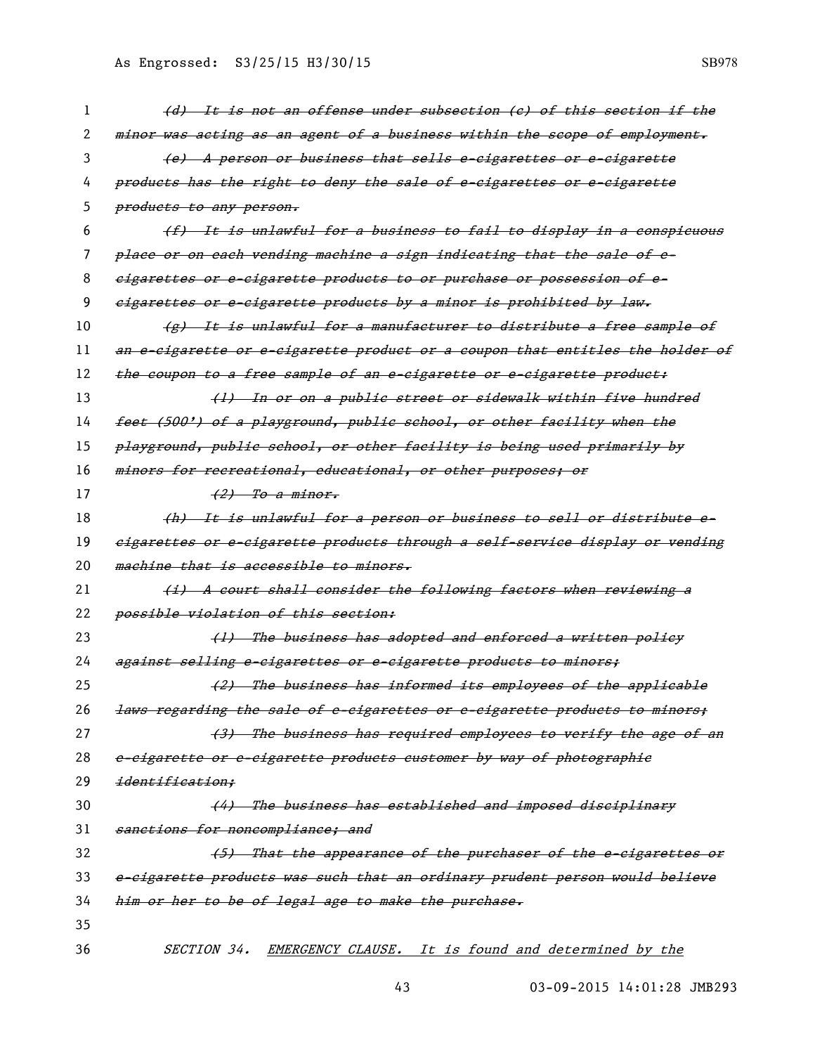~~*(d) It is not an offense under subsection (c) of this section if the minor was acting as an agent of a business within the scope of employment.*~~

~~*(e) A person or business that sells e-cigarettes or e-cigarette products has the right to deny the sale of e-cigarettes or e-cigarette products to any person.*~~

~~*(f) It is unlawful for a business to fail to display in a conspicuous place or on each vending machine a sign indicating that the sale of e-cigarettes or e-cigarette products to or purchase or possession of e-cigarettes or e-cigarette products by a minor is prohibited by law.*~~

~~*(g) It is unlawful for a manufacturer to distribute a free sample of an e-cigarette or e-cigarette product or a coupon that entitles the holder of the coupon to a free sample of an e-cigarette or e-cigarette product:*~~

~~*(1) In or on a public street or sidewalk within five hundred feet (500') of a playground, public school, or other facility when the playground, public school, or other facility is being used primarily by minors for recreational, educational, or other purposes; or*~~

~~*(2) To a minor.*~~

~~*(h) It is unlawful for a person or business to sell or distribute e-cigarettes or e-cigarette products through a self-service display or vending machine that is accessible to minors.*~~

~~*(i) A court shall consider the following factors when reviewing a possible violation of this section:*~~

~~*(1) The business has adopted and enforced a written policy against selling e-cigarettes or e-cigarette products to minors;*~~

~~*(2) The business has informed its employees of the applicable laws regarding the sale of e-cigarettes or e-cigarette products to minors;*~~

~~*(3) The business has required employees to verify the age of an e-cigarette or e-cigarette products customer by way of photographic identification;*~~

~~*(4) The business has established and imposed disciplinary sanctions for noncompliance; and*~~

~~*(5) That the appearance of the purchaser of the e-cigarettes or e-cigarette products was such that an ordinary prudent person would believe him or her to be of legal age to make the purchase.*~~

*SECTION 34. EMERGENCY CLAUSE. It is found and determined by the*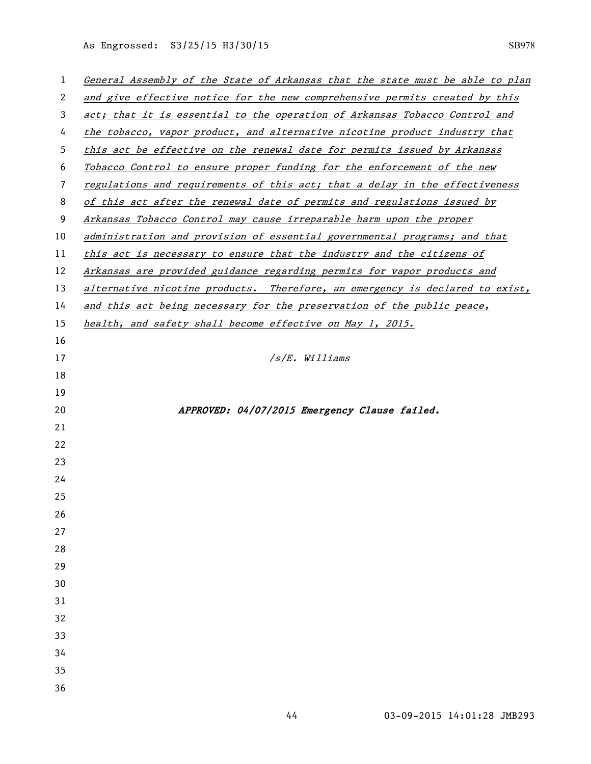*General Assembly of the State of Arkansas that the state must be able to plan and give effective notice for the new comprehensive permits created by this act; that it is essential to the operation of Arkansas Tobacco Control and the tobacco, vapor product, and alternative nicotine product industry that this act be effective on the renewal date for permits issued by Arkansas Tobacco Control to ensure proper funding for the enforcement of the new regulations and requirements of this act; that a delay in the effectiveness of this act after the renewal date of permits and regulations issued by Arkansas Tobacco Control may cause irreparable harm upon the proper administration and provision of essential governmental programs; and that this act is necessary to ensure that the industry and the citizens of Arkansas are provided guidance regarding permits for vapor products and alternative nicotine products. Therefore, an emergency is declared to exist, and this act being necessary for the preservation of the public peace, health, and safety shall become effective on May 1, 2015.*

*/s/E. Williams*

***APPROVED: 04/07/2015 Emergency Clause failed.***